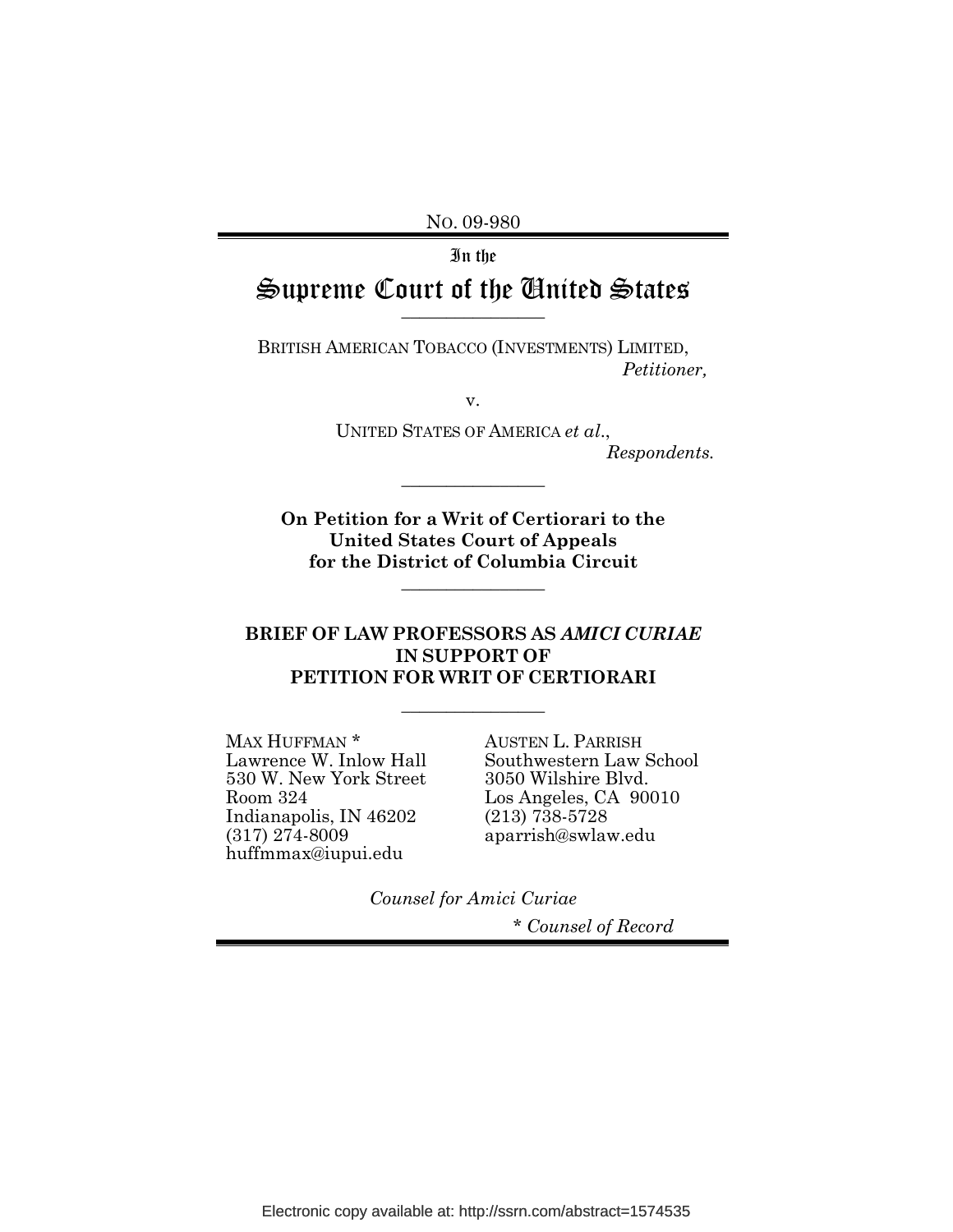NO. 09-980

In the

# Supreme Court of the United States

BRITISH AMERICAN TOBACCO (INVESTMENTS) LIMITED,
*Petitioner,*

v.

UNITED STATES OF AMERICA *et al*.,
*Respondents.*

**On Petition for a Writ of Certiorari to the United States Court of Appeals for the District of Columbia Circuit**

**BRIEF OF LAW PROFESSORS AS *AMICI CURIAE* IN SUPPORT OF PETITION FOR WRIT OF CERTIORARI**

MAX HUFFMAN *
Lawrence W. Inlow Hall
530 W. New York Street
Room 324
Indianapolis, IN 46202
(317) 274-8009
huffmmax@iupui.edu

AUSTEN L. PARRISH
Southwestern Law School
3050 Wilshire Blvd.
Los Angeles, CA 90010
(213) 738-5728
aparrish@swlaw.edu

*Counsel for Amici Curiae*

\* *Counsel of Record*

Electronic copy available at: http://ssrn.com/abstract=1574535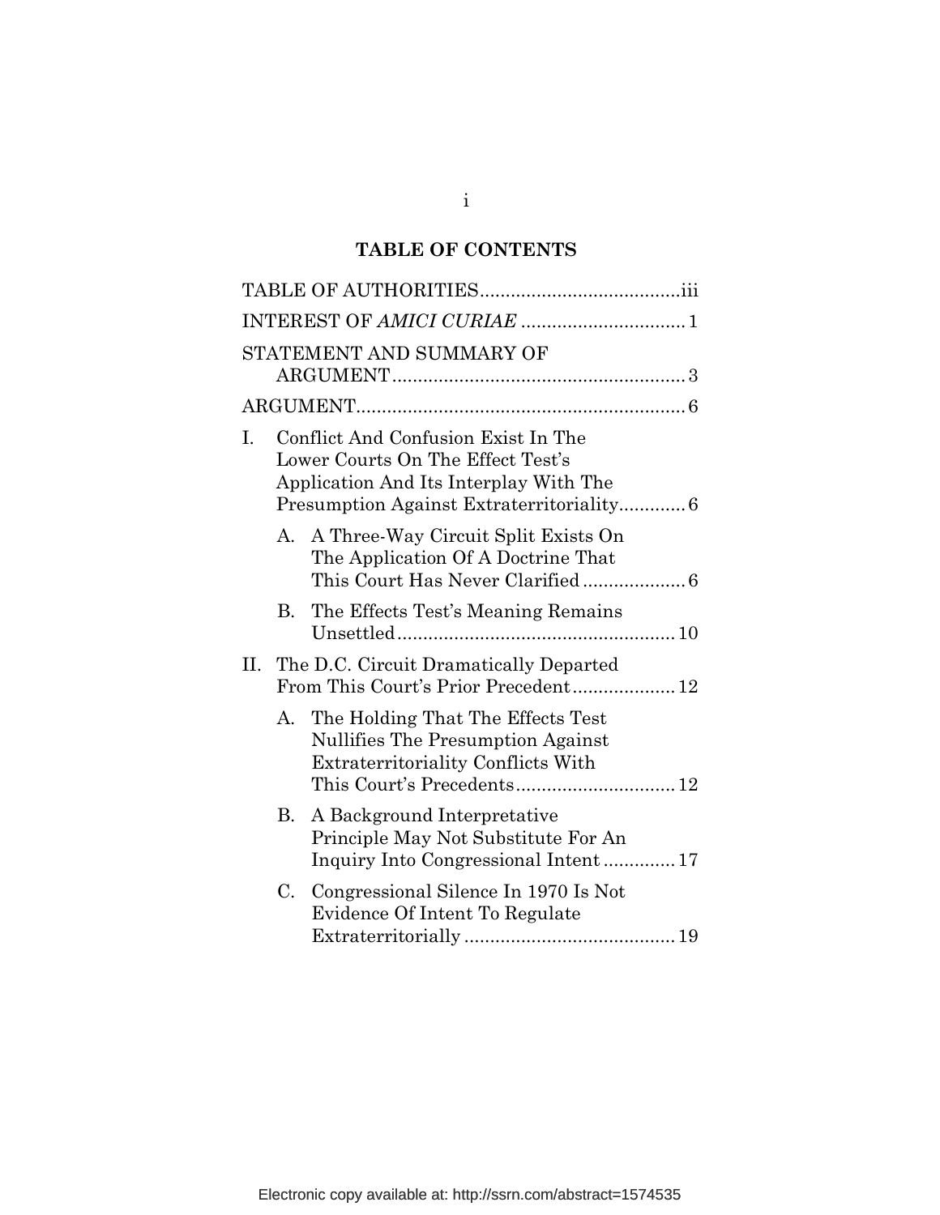## TABLE OF CONTENTS

TABLE OF AUTHORITIES.......................................iii

INTEREST OF *AMICI CURIAE* ................................ 1

STATEMENT AND SUMMARY OF ARGUMENT......................................................... 3

ARGUMENT................................................................ 6

I. Conflict And Confusion Exist In The Lower Courts On The Effect Test's Application And Its Interplay With The Presumption Against Extraterritoriality............. 6

  A. A Three-Way Circuit Split Exists On The Application Of A Doctrine That This Court Has Never Clarified .................... 6

  B. The Effects Test's Meaning Remains Unsettled...................................................... 10

II. The D.C. Circuit Dramatically Departed From This Court's Prior Precedent.................... 12

  A. The Holding That The Effects Test Nullifies The Presumption Against Extraterritoriality Conflicts With This Court's Precedents............................... 12

  B. A Background Interpretative Principle May Not Substitute For An Inquiry Into Congressional Intent .............. 17

  C. Congressional Silence In 1970 Is Not Evidence Of Intent To Regulate Extraterritorially ......................................... 19

Electronic copy available at: http://ssrn.com/abstract=1574535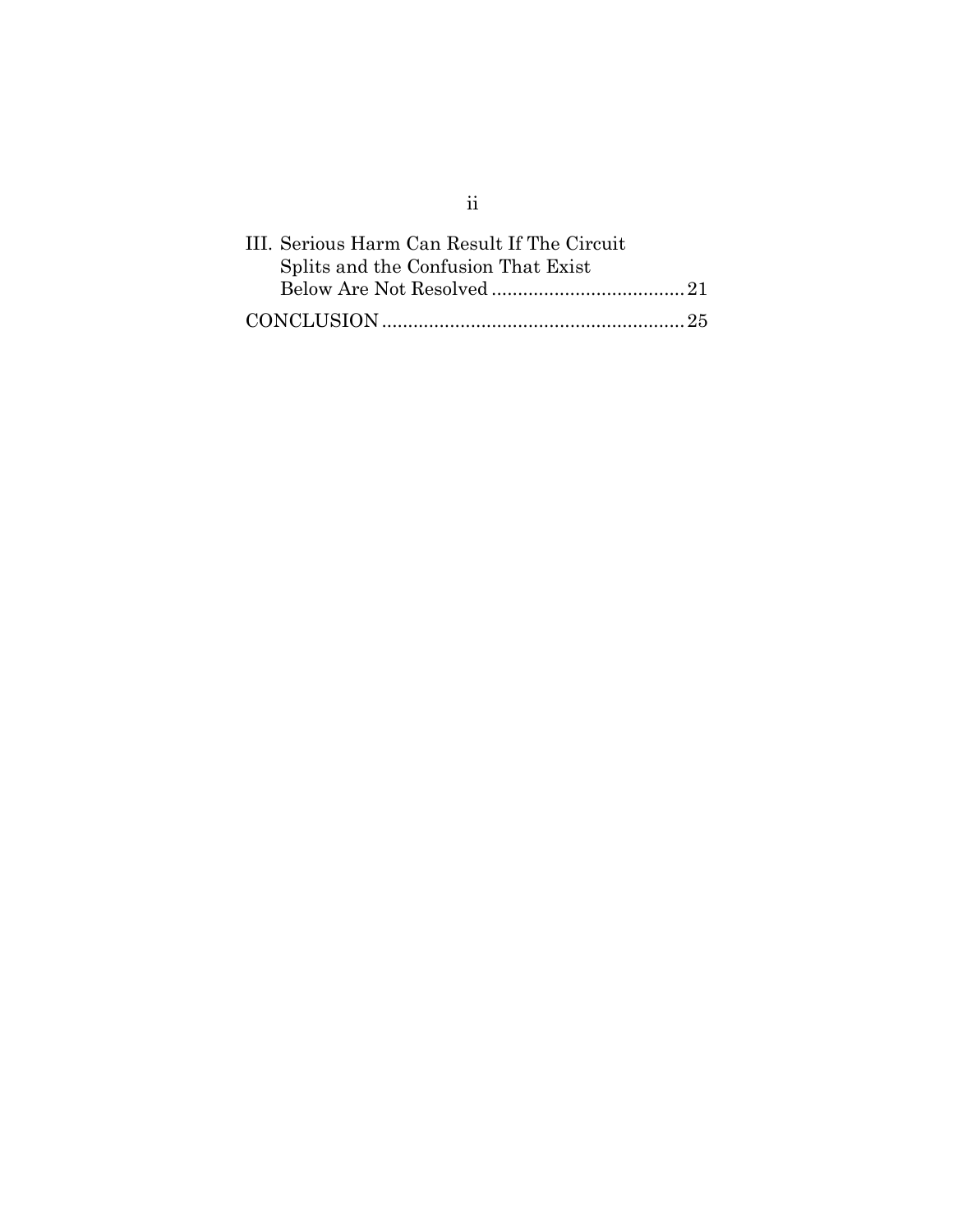III. Serious Harm Can Result If The Circuit Splits and the Confusion That Exist Below Are Not Resolved .................................... 21

CONCLUSION ......................................................... 25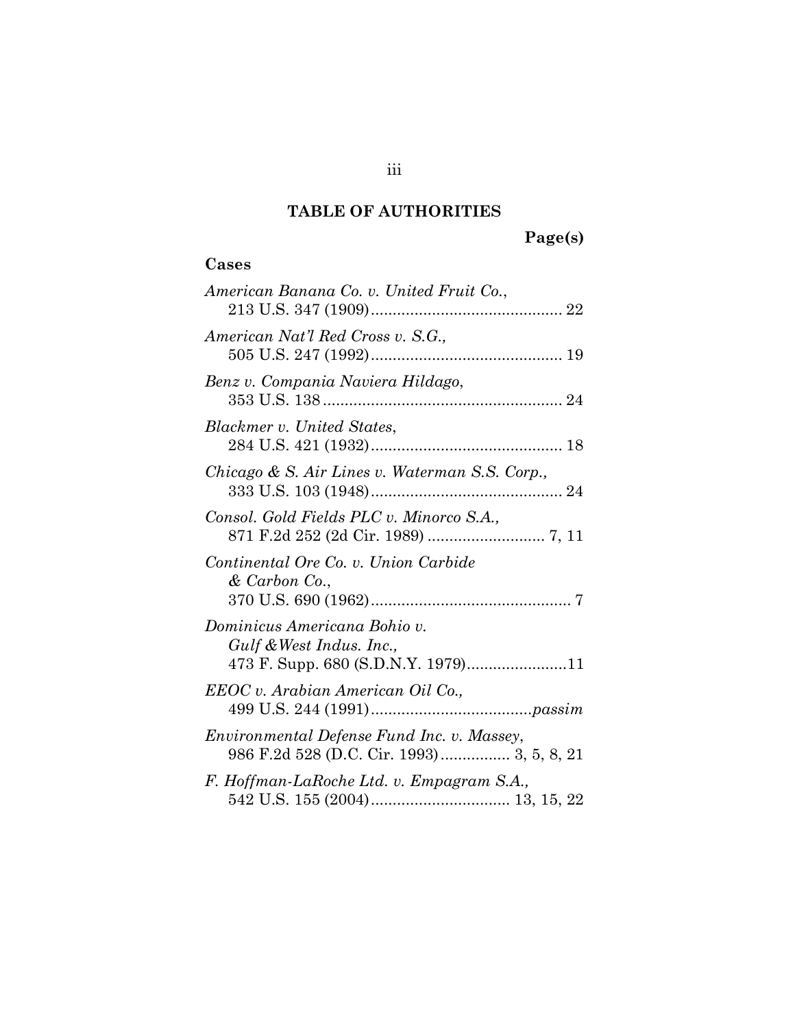# TABLE OF AUTHORITIES

**Page(s)**

**Cases**

*American Banana Co. v. United Fruit Co.*,
213 U.S. 347 (1909) .......................................... 22

*American Nat'l Red Cross v. S.G.,*
505 U.S. 247 (1992) .......................................... 19

*Benz v. Compania Naviera Hildago*,
353 U.S. 138 ...................................................... 24

*Blackmer v. United States*,
284 U.S. 421 (1932) .......................................... 18

*Chicago & S. Air Lines v. Waterman S.S. Corp.,*
333 U.S. 103 (1948) .......................................... 24

*Consol. Gold Fields PLC v. Minorco S.A.,*
871 F.2d 252 (2d Cir. 1989) .......................... 7, 11

*Continental Ore Co. v. Union Carbide & Carbon Co.*,
370 U.S. 690 (1962) ............................................ 7

*Dominicus Americana Bohio v. Gulf &West Indus. Inc.,*
473 F. Supp. 680 (S.D.N.Y. 1979).......................11

*EEOC v. Arabian American Oil Co.,*
499 U.S. 244 (1991) ..................................... *passim*

*Environmental Defense Fund Inc. v. Massey*,
986 F.2d 528 (D.C. Cir. 1993)................ 3, 5, 8, 21

*F. Hoffman-LaRoche Ltd. v. Empagram S.A.,*
542 U.S. 155 (2004) ................................ 13, 15, 22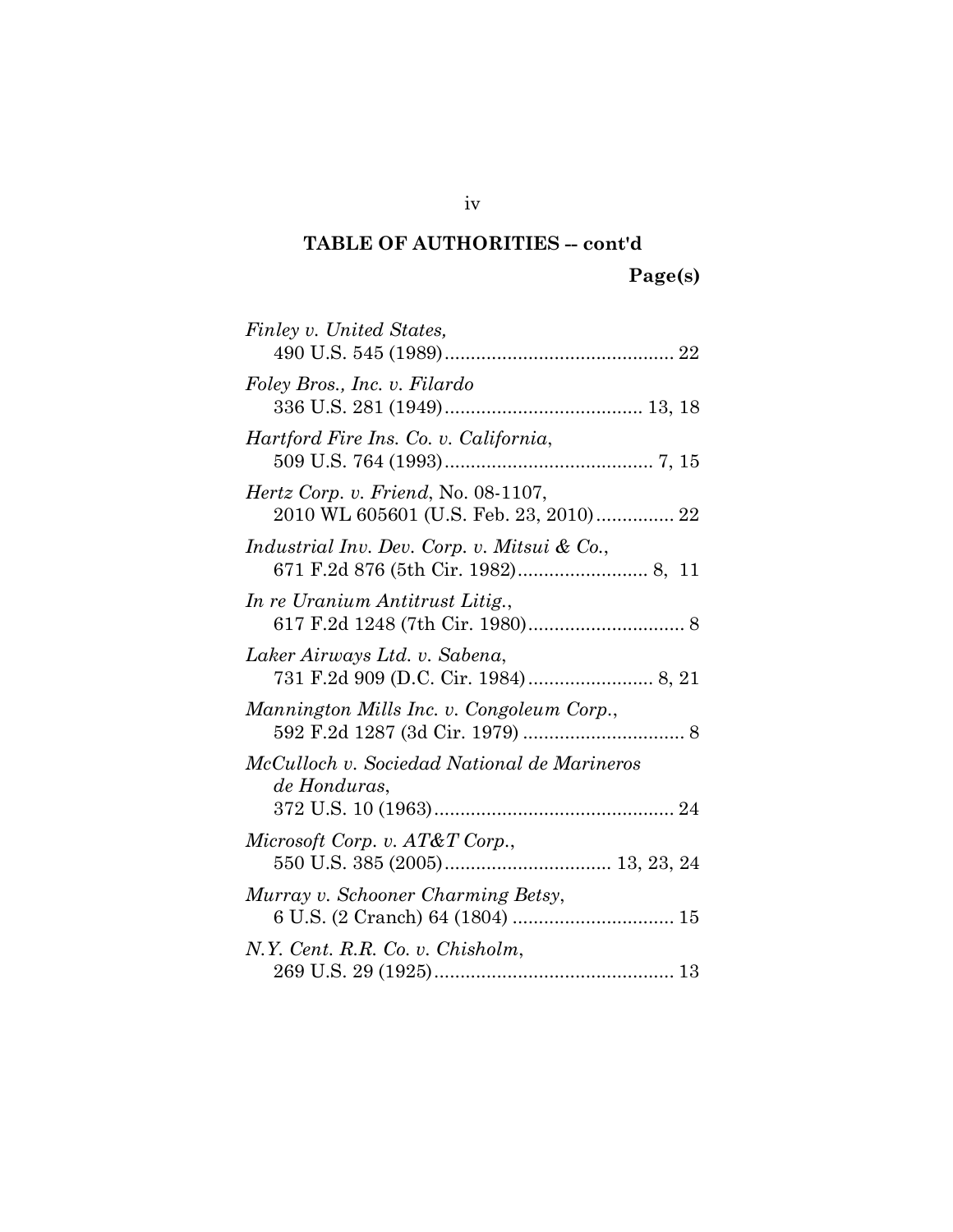## TABLE OF AUTHORITIES -- cont'd

**Page(s)**

*Finley v. United States*,
490 U.S. 545 (1989)............................................ 22

*Foley Bros., Inc. v. Filardo*
336 U.S. 281 (1949)...................................... 13, 18

*Hartford Fire Ins. Co. v. California*,
509 U.S. 764 (1993)........................................ 7, 15

*Hertz Corp. v. Friend*, No. 08-1107,
2010 WL 605601 (U.S. Feb. 23, 2010)............... 22

*Industrial Inv. Dev. Corp. v. Mitsui & Co.*,
671 F.2d 876 (5th Cir. 1982)......................... 8, 11

*In re Uranium Antitrust Litig.*,
617 F.2d 1248 (7th Cir. 1980).............................. 8

*Laker Airways Ltd. v. Sabena*,
731 F.2d 909 (D.C. Cir. 1984)........................ 8, 21

*Mannington Mills Inc. v. Congoleum Corp.*,
592 F.2d 1287 (3d Cir. 1979) ............................... 8

*McCulloch v. Sociedad National de Marineros de Honduras*,
372 U.S. 10 (1963).............................................. 24

*Microsoft Corp. v. AT&T Corp.*,
550 U.S. 385 (2005)................................ 13, 23, 24

*Murray v. Schooner Charming Betsy*,
6 U.S. (2 Cranch) 64 (1804) ............................... 15

*N.Y. Cent. R.R. Co. v. Chisholm*,
269 U.S. 29 (1925).............................................. 13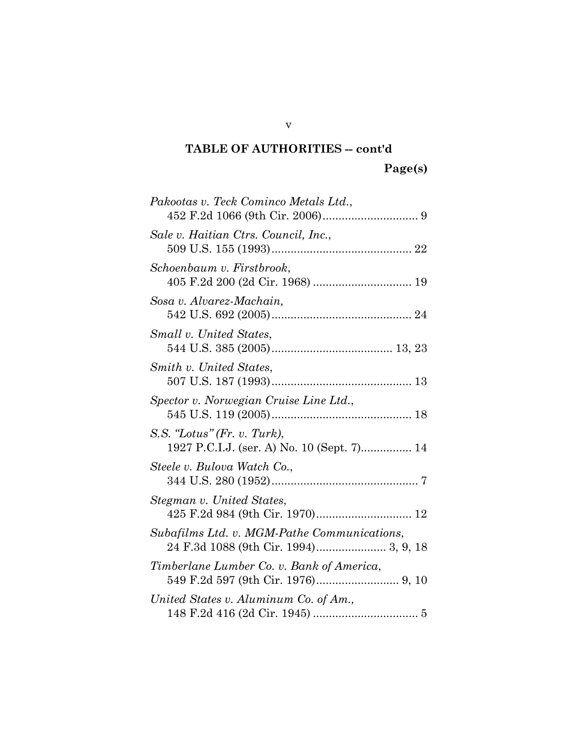## TABLE OF AUTHORITIES -- cont'd

**Page(s)**

*Pakootas v. Teck Cominco Metals Ltd.*,
452 F.2d 1066 (9th Cir. 2006).............................. 9

*Sale v. Haitian Ctrs. Council, Inc.*,
509 U.S. 155 (1993)............................................ 22

*Schoenbaum v. Firstbrook*,
405 F.2d 200 (2d Cir. 1968) ............................... 19

*Sosa v. Alvarez-Machain,*
542 U.S. 692 (2005)............................................ 24

*Small v. United States*,
544 U.S. 385 (2005)...................................... 13, 23

*Smith v. United States*,
507 U.S. 187 (1993)............................................ 13

*Spector v. Norwegian Cruise Line Ltd.*,
545 U.S. 119 (2005)............................................ 18

*S.S. "Lotus" (Fr. v. Turk)*,
1927 P.C.I.J. (ser. A) No. 10 (Sept. 7)................ 14

*Steele v. Bulova Watch Co.*,
344 U.S. 280 (1952).............................................. 7

*Stegman v. United States*,
425 F.2d 984 (9th Cir. 1970).............................. 12

*Subafilms Ltd. v. MGM-Pathe Communications*,
24 F.3d 1088 (9th Cir. 1994)...................... 3, 9, 18

*Timberlane Lumber Co. v. Bank of America*,
549 F.2d 597 (9th Cir. 1976).......................... 9, 10

*United States v. Aluminum Co. of Am.,*
148 F.2d 416 (2d Cir. 1945) ................................. 5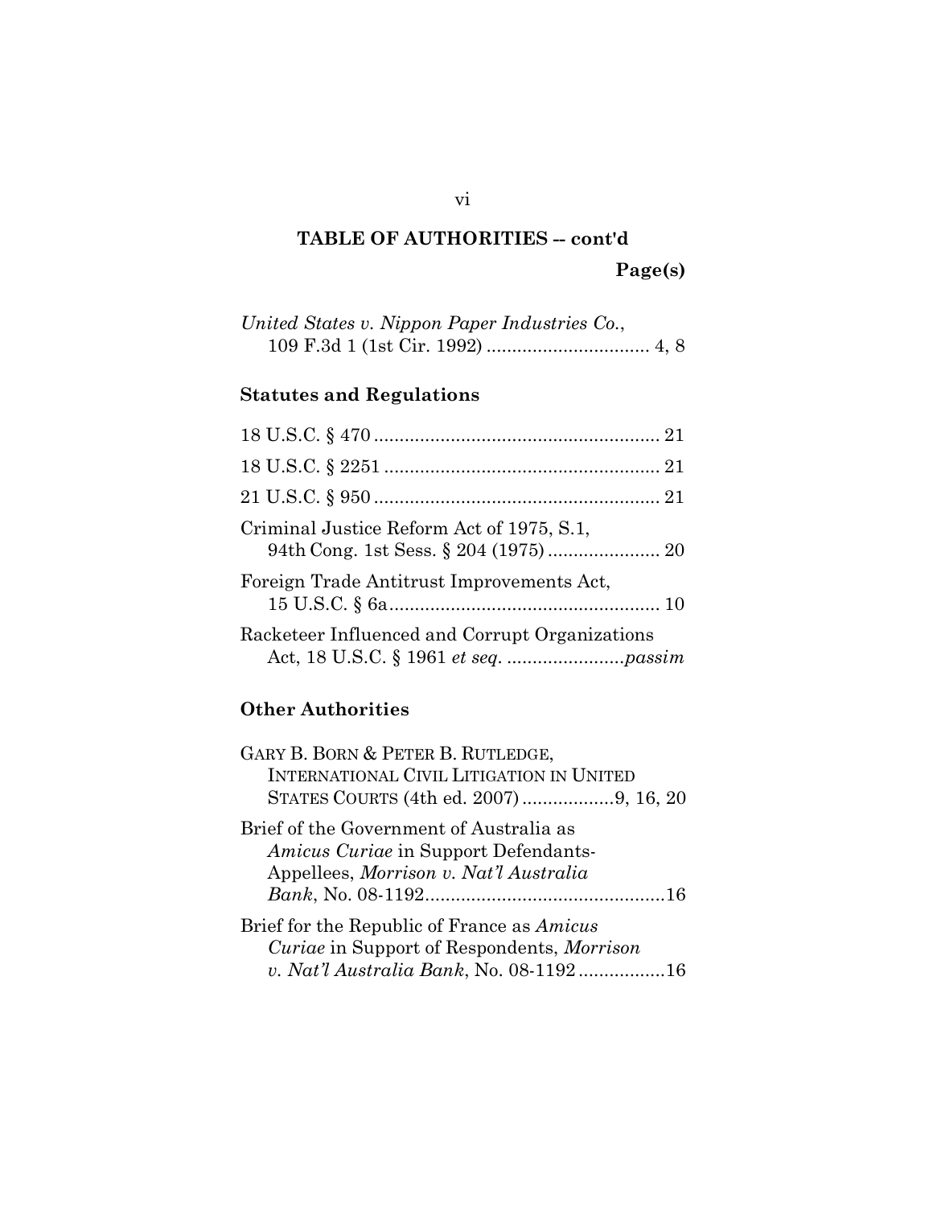## TABLE OF AUTHORITIES -- cont'd

**Page(s)**

*United States v. Nippon Paper Industries Co.*, 109 F.3d 1 (1st Cir. 1992) ................................ 4, 8

### Statutes and Regulations

18 U.S.C. § 470 ........................................................ 21

18 U.S.C. § 2251 ...................................................... 21

21 U.S.C. § 950 ........................................................ 21

Criminal Justice Reform Act of 1975, S.1, 94th Cong. 1st Sess. § 204 (1975) ...................... 20

Foreign Trade Antitrust Improvements Act, 15 U.S.C. § 6a..................................................... 10

Racketeer Influenced and Corrupt Organizations Act, 18 U.S.C. § 1961 *et seq.* .......................*passim*

### Other Authorities

GARY B. BORN & PETER B. RUTLEDGE, INTERNATIONAL CIVIL LITIGATION IN UNITED STATES COURTS (4th ed. 2007)..................9, 16, 20

Brief of the Government of Australia as *Amicus Curiae* in Support Defendants-Appellees, *Morrison v. Nat'l Australia Bank*, No. 08-1192...............................................16

Brief for the Republic of France as *Amicus Curiae* in Support of Respondents, *Morrison v. Nat'l Australia Bank*, No. 08-1192.................16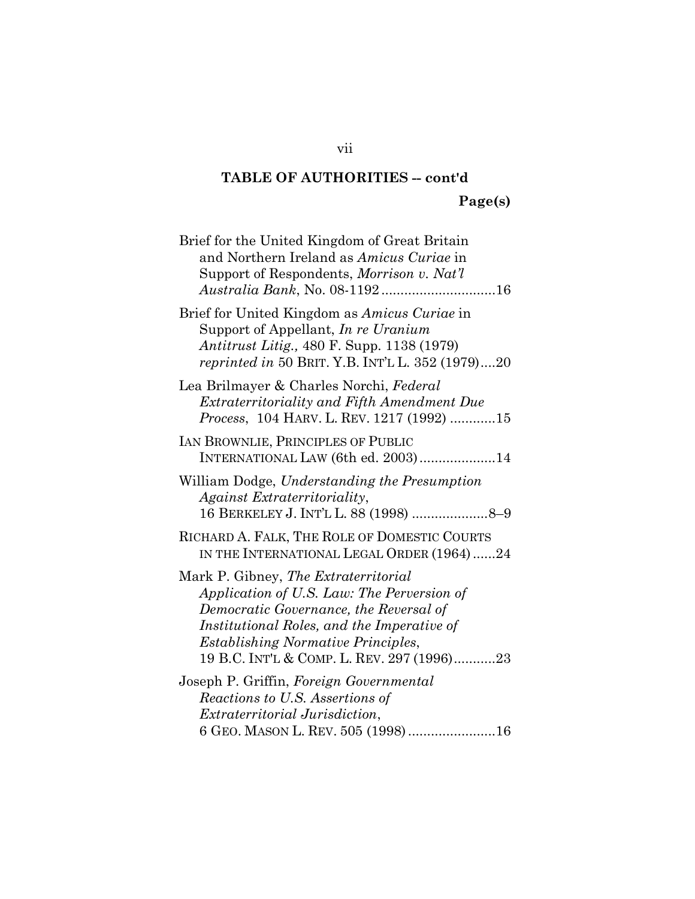**TABLE OF AUTHORITIES -- cont'd**

**Page(s)**

Brief for the United Kingdom of Great Britain and Northern Ireland as *Amicus Curiae* in Support of Respondents, *Morrison v. Nat'l Australia Bank*, No. 08-1192 .............................. 16

Brief for United Kingdom as *Amicus Curiae* in Support of Appellant, *In re Uranium Antitrust Litig.,* 480 F. Supp. 1138 (1979) *reprinted in* 50 BRIT. Y.B. INT'L L. 352 (1979) .... 20

Lea Brilmayer & Charles Norchi, *Federal Extraterritoriality and Fifth Amendment Due Process*, 104 HARV. L. REV. 1217 (1992) ............ 15

IAN BROWNLIE, PRINCIPLES OF PUBLIC INTERNATIONAL LAW (6th ed. 2003) .................... 14

William Dodge, *Understanding the Presumption Against Extraterritoriality*, 16 BERKELEY J. INT'L L. 88 (1998) .................... 8–9

RICHARD A. FALK, THE ROLE OF DOMESTIC COURTS IN THE INTERNATIONAL LEGAL ORDER (1964) ...... 24

Mark P. Gibney, *The Extraterritorial Application of U.S. Law: The Perversion of Democratic Governance, the Reversal of Institutional Roles, and the Imperative of Establishing Normative Principles*, 19 B.C. INT'L & COMP. L. REV. 297 (1996) ........... 23

Joseph P. Griffin, *Foreign Governmental Reactions to U.S. Assertions of Extraterritorial Jurisdiction*, 6 GEO. MASON L. REV. 505 (1998) ....................... 16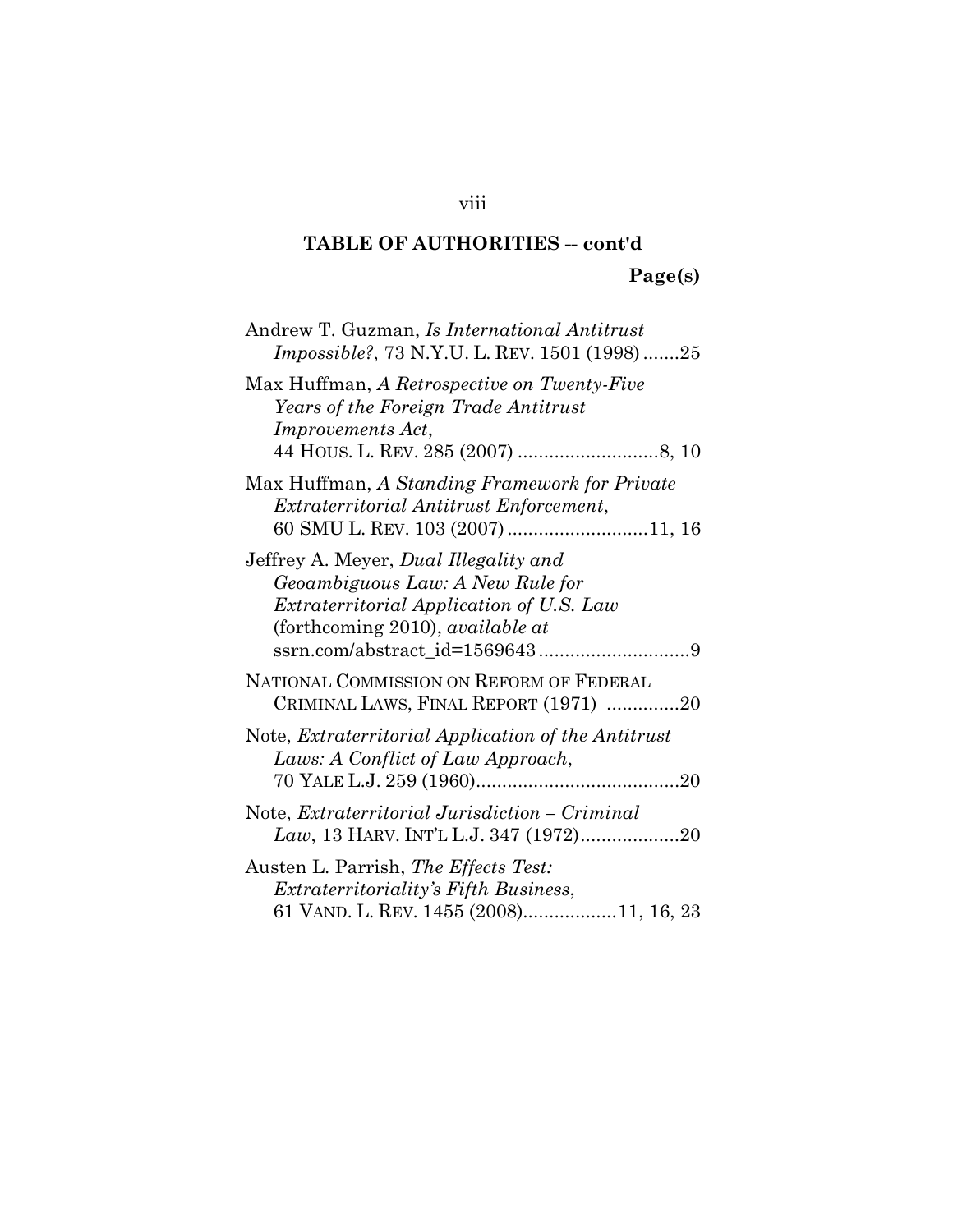## TABLE OF AUTHORITIES -- cont'd

**Page(s)**

Andrew T. Guzman, *Is International Antitrust Impossible?*, 73 N.Y.U. L. REV. 1501 (1998) .......25

Max Huffman, *A Retrospective on Twenty-Five Years of the Foreign Trade Antitrust Improvements Act*, 44 HOUS. L. REV. 285 (2007) ...........................8, 10

Max Huffman, *A Standing Framework for Private Extraterritorial Antitrust Enforcement*, 60 SMU L. REV. 103 (2007) ...........................11, 16

Jeffrey A. Meyer, *Dual Illegality and Geoambiguous Law: A New Rule for Extraterritorial Application of U.S. Law* (forthcoming 2010), *available at* ssrn.com/abstract_id=1569643 .............................9

NATIONAL COMMISSION ON REFORM OF FEDERAL CRIMINAL LAWS, FINAL REPORT (1971) ..............20

Note, *Extraterritorial Application of the Antitrust Laws: A Conflict of Law Approach*, 70 YALE L.J. 259 (1960).......................................20

Note, *Extraterritorial Jurisdiction – Criminal Law*, 13 HARV. INT'L L.J. 347 (1972)...................20

Austen L. Parrish, *The Effects Test: Extraterritoriality's Fifth Business*, 61 VAND. L. REV. 1455 (2008)..................11, 16, 23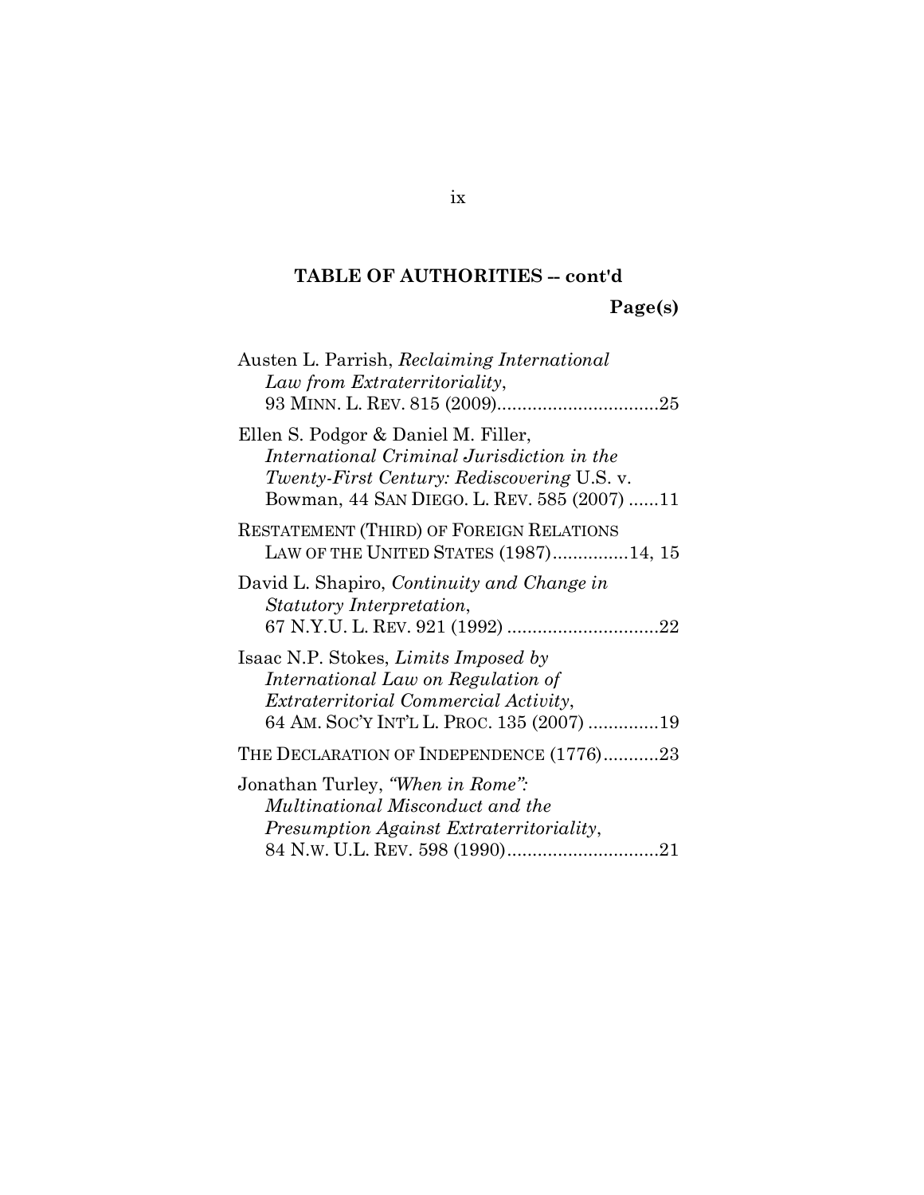**TABLE OF AUTHORITIES -- cont'd**

**Page(s)**

Austen L. Parrish, *Reclaiming International Law from Extraterritoriality*, 93 MINN. L. REV. 815 (2009)................................25

Ellen S. Podgor & Daniel M. Filler, *International Criminal Jurisdiction in the Twenty-First Century: Rediscovering* U.S. v. Bowman, 44 SAN DIEGO. L. REV. 585 (2007) ......11

RESTATEMENT (THIRD) OF FOREIGN RELATIONS LAW OF THE UNITED STATES (1987)...............14, 15

David L. Shapiro, *Continuity and Change in Statutory Interpretation*, 67 N.Y.U. L. REV. 921 (1992) ..............................22

Isaac N.P. Stokes, *Limits Imposed by International Law on Regulation of Extraterritorial Commercial Activity*, 64 AM. SOC'Y INT'L L. PROC. 135 (2007) ..............19

THE DECLARATION OF INDEPENDENCE (1776)...........23

Jonathan Turley, *"When in Rome": Multinational Misconduct and the Presumption Against Extraterritoriality*, 84 N.W. U.L. REV. 598 (1990)..............................21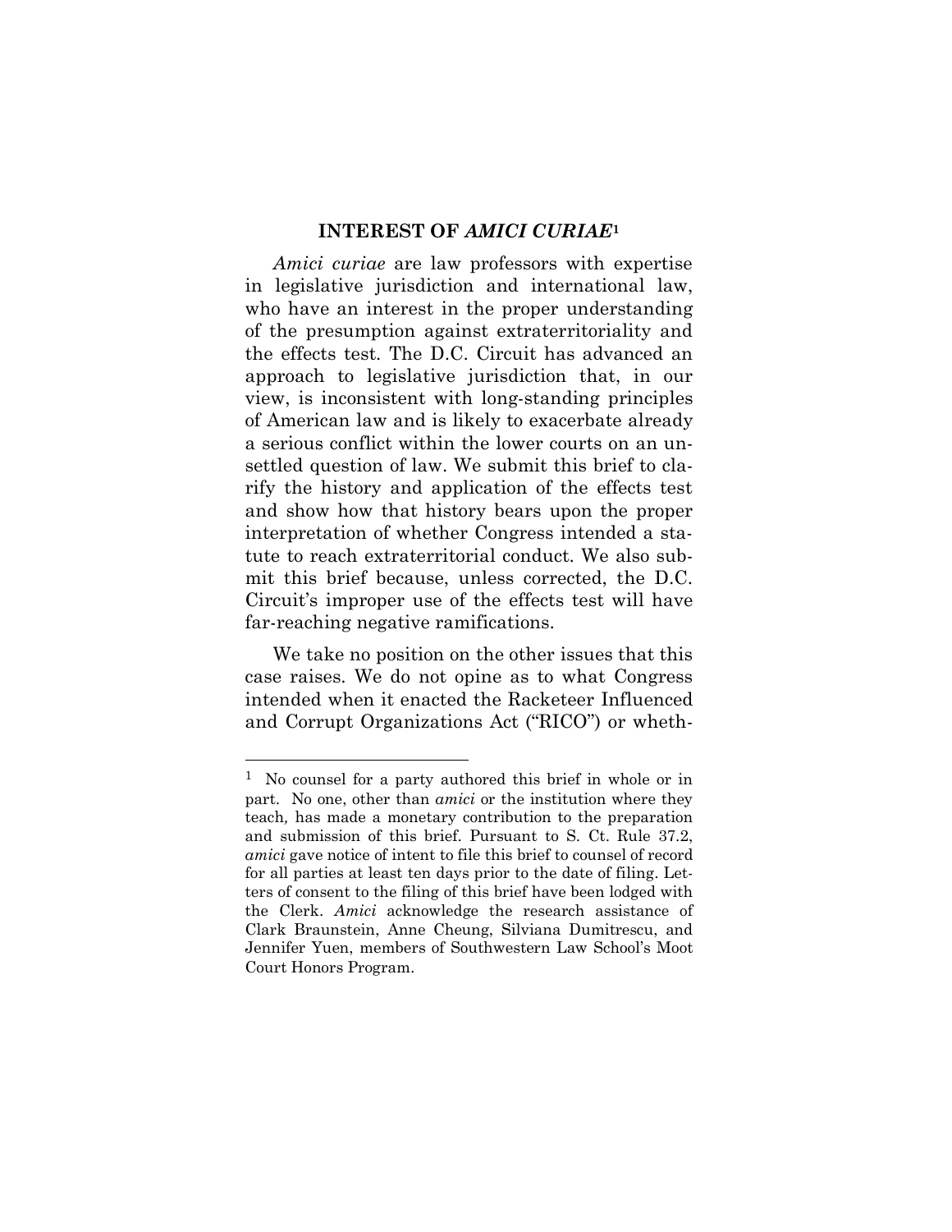## INTEREST OF *AMICI CURIAE*[1]

*Amici curiae* are law professors with expertise in legislative jurisdiction and international law, who have an interest in the proper understanding of the presumption against extraterritoriality and the effects test. The D.C. Circuit has advanced an approach to legislative jurisdiction that, in our view, is inconsistent with long-standing principles of American law and is likely to exacerbate already a serious conflict within the lower courts on an unsettled question of law. We submit this brief to clarify the history and application of the effects test and show how that history bears upon the proper interpretation of whether Congress intended a statute to reach extraterritorial conduct. We also submit this brief because, unless corrected, the D.C. Circuit's improper use of the effects test will have far-reaching negative ramifications.

We take no position on the other issues that this case raises. We do not opine as to what Congress intended when it enacted the Racketeer Influenced and Corrupt Organizations Act ("RICO") or wheth-

---

[1] No counsel for a party authored this brief in whole or in part. No one, other than *amici* or the institution where they teach, has made a monetary contribution to the preparation and submission of this brief. Pursuant to S. Ct. Rule 37.2, *amici* gave notice of intent to file this brief to counsel of record for all parties at least ten days prior to the date of filing. Letters of consent to the filing of this brief have been lodged with the Clerk. *Amici* acknowledge the research assistance of Clark Braunstein, Anne Cheung, Silviana Dumitrescu, and Jennifer Yuen, members of Southwestern Law School's Moot Court Honors Program.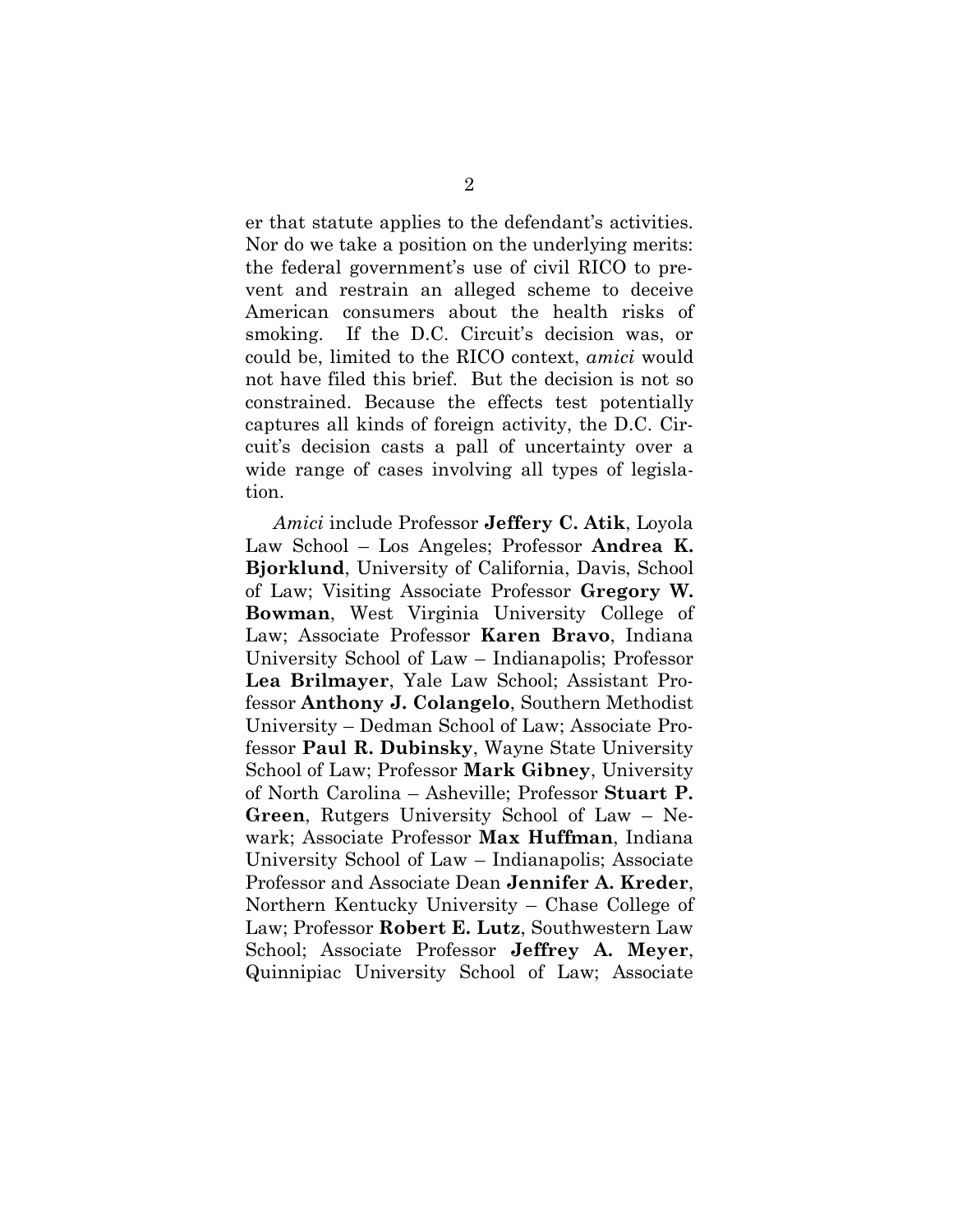er that statute applies to the defendant's activities. Nor do we take a position on the underlying merits: the federal government's use of civil RICO to prevent and restrain an alleged scheme to deceive American consumers about the health risks of smoking. If the D.C. Circuit's decision was, or could be, limited to the RICO context, *amici* would not have filed this brief. But the decision is not so constrained. Because the effects test potentially captures all kinds of foreign activity, the D.C. Circuit's decision casts a pall of uncertainty over a wide range of cases involving all types of legislation.

*Amici* include Professor **Jeffery C. Atik**, Loyola Law School – Los Angeles; Professor **Andrea K. Bjorklund**, University of California, Davis, School of Law; Visiting Associate Professor **Gregory W. Bowman**, West Virginia University College of Law; Associate Professor **Karen Bravo**, Indiana University School of Law – Indianapolis; Professor **Lea Brilmayer**, Yale Law School; Assistant Professor **Anthony J. Colangelo**, Southern Methodist University – Dedman School of Law; Associate Professor **Paul R. Dubinsky**, Wayne State University School of Law; Professor **Mark Gibney**, University of North Carolina – Asheville; Professor **Stuart P. Green**, Rutgers University School of Law – Newark; Associate Professor **Max Huffman**, Indiana University School of Law – Indianapolis; Associate Professor and Associate Dean **Jennifer A. Kreder**, Northern Kentucky University – Chase College of Law; Professor **Robert E. Lutz**, Southwestern Law School; Associate Professor **Jeffrey A. Meyer**, Quinnipiac University School of Law; Associate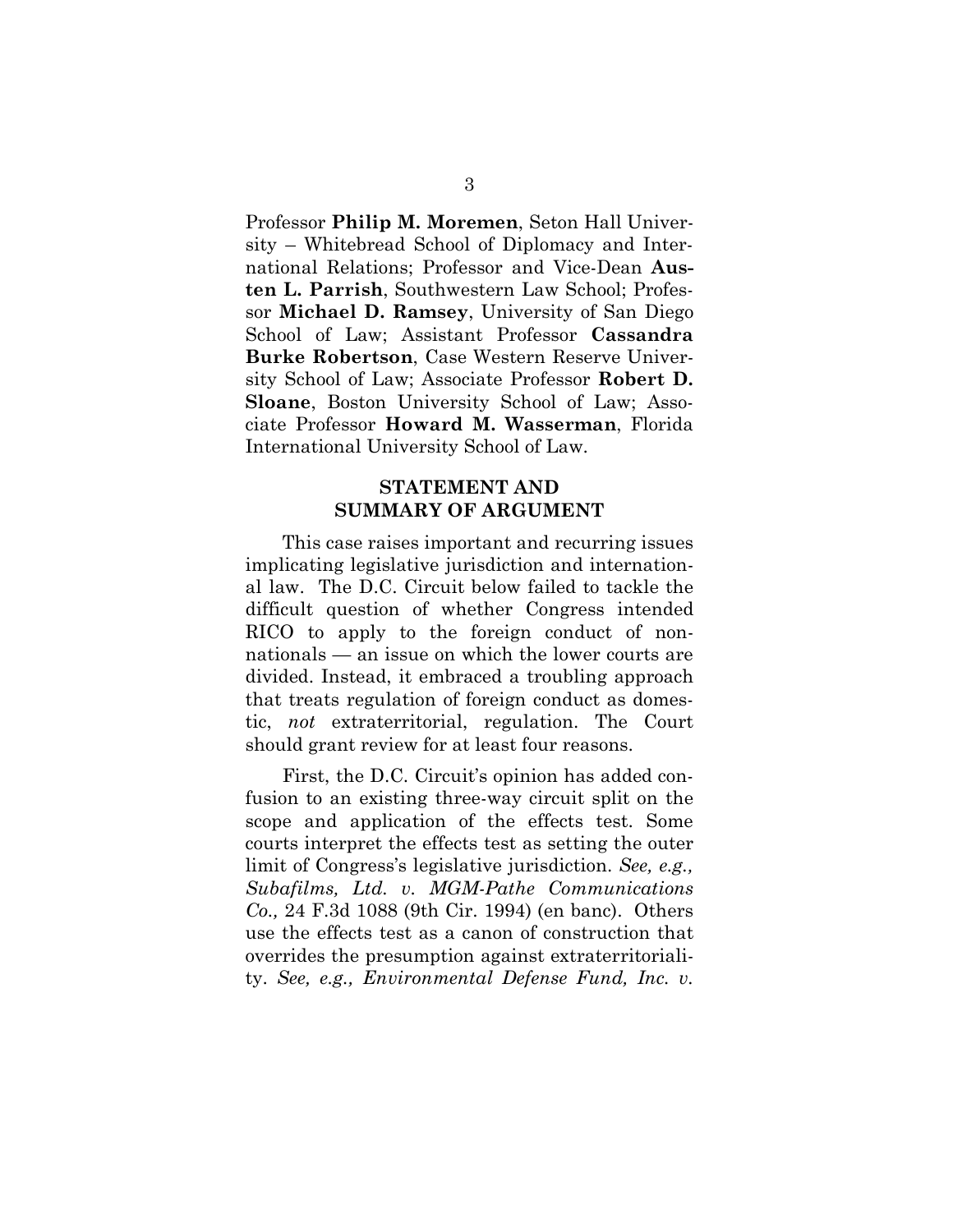Professor **Philip M. Moremen**, Seton Hall University – Whitebread School of Diplomacy and International Relations; Professor and Vice-Dean **Austen L. Parrish**, Southwestern Law School; Professor **Michael D. Ramsey**, University of San Diego School of Law; Assistant Professor **Cassandra Burke Robertson**, Case Western Reserve University School of Law; Associate Professor **Robert D. Sloane**, Boston University School of Law; Associate Professor **Howard M. Wasserman**, Florida International University School of Law.

## STATEMENT AND SUMMARY OF ARGUMENT

This case raises important and recurring issues implicating legislative jurisdiction and international law. The D.C. Circuit below failed to tackle the difficult question of whether Congress intended RICO to apply to the foreign conduct of non-nationals — an issue on which the lower courts are divided. Instead, it embraced a troubling approach that treats regulation of foreign conduct as domestic, *not* extraterritorial, regulation. The Court should grant review for at least four reasons.

First, the D.C. Circuit's opinion has added confusion to an existing three-way circuit split on the scope and application of the effects test. Some courts interpret the effects test as setting the outer limit of Congress's legislative jurisdiction. *See, e.g., Subafilms, Ltd. v. MGM-Pathe Communications Co.,* 24 F.3d 1088 (9th Cir. 1994) (en banc). Others use the effects test as a canon of construction that overrides the presumption against extraterritoriality. *See, e.g., Environmental Defense Fund, Inc. v.*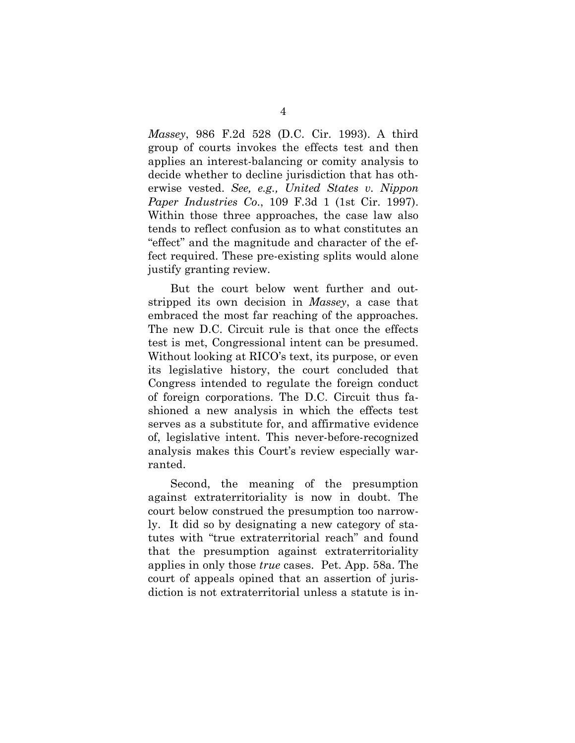*Massey*, 986 F.2d 528 (D.C. Cir. 1993). A third group of courts invokes the effects test and then applies an interest-balancing or comity analysis to decide whether to decline jurisdiction that has otherwise vested. *See, e.g., United States v. Nippon Paper Industries Co.*, 109 F.3d 1 (1st Cir. 1997). Within those three approaches, the case law also tends to reflect confusion as to what constitutes an "effect" and the magnitude and character of the effect required. These pre-existing splits would alone justify granting review.

But the court below went further and outstripped its own decision in *Massey*, a case that embraced the most far reaching of the approaches. The new D.C. Circuit rule is that once the effects test is met, Congressional intent can be presumed. Without looking at RICO's text, its purpose, or even its legislative history, the court concluded that Congress intended to regulate the foreign conduct of foreign corporations. The D.C. Circuit thus fashioned a new analysis in which the effects test serves as a substitute for, and affirmative evidence of, legislative intent. This never-before-recognized analysis makes this Court's review especially warranted.

Second, the meaning of the presumption against extraterritoriality is now in doubt. The court below construed the presumption too narrowly. It did so by designating a new category of statutes with "true extraterritorial reach" and found that the presumption against extraterritoriality applies in only those *true* cases. Pet. App. 58a. The court of appeals opined that an assertion of jurisdiction is not extraterritorial unless a statute is in-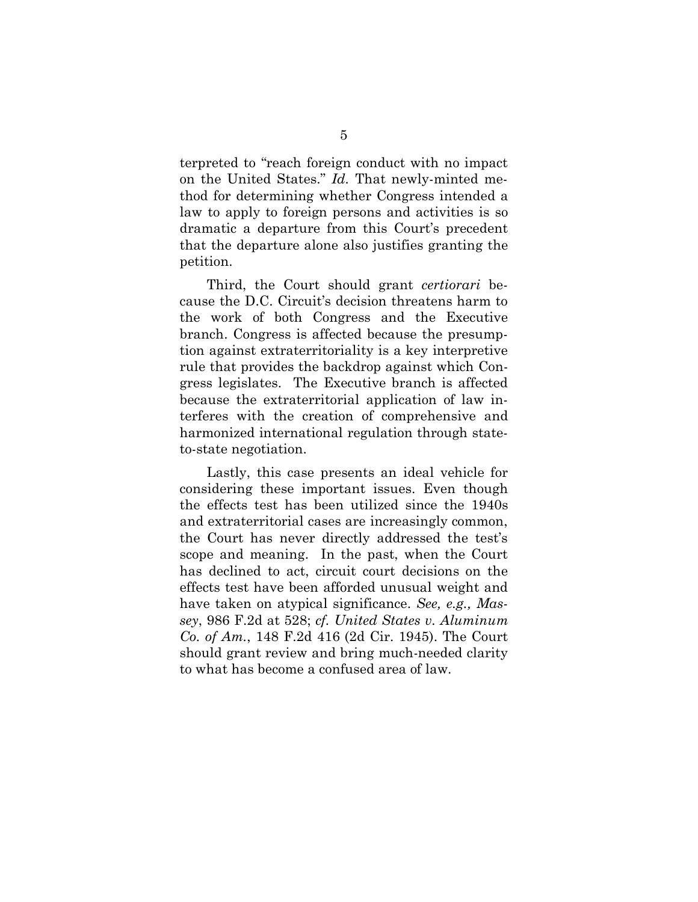terpreted to "reach foreign conduct with no impact on the United States." *Id.* That newly-minted method for determining whether Congress intended a law to apply to foreign persons and activities is so dramatic a departure from this Court's precedent that the departure alone also justifies granting the petition.

Third, the Court should grant *certiorari* because the D.C. Circuit's decision threatens harm to the work of both Congress and the Executive branch. Congress is affected because the presumption against extraterritoriality is a key interpretive rule that provides the backdrop against which Congress legislates. The Executive branch is affected because the extraterritorial application of law interferes with the creation of comprehensive and harmonized international regulation through state-to-state negotiation.

Lastly, this case presents an ideal vehicle for considering these important issues. Even though the effects test has been utilized since the 1940s and extraterritorial cases are increasingly common, the Court has never directly addressed the test's scope and meaning. In the past, when the Court has declined to act, circuit court decisions on the effects test have been afforded unusual weight and have taken on atypical significance. *See, e.g., Massey*, 986 F.2d at 528; *cf. United States v. Aluminum Co. of Am.*, 148 F.2d 416 (2d Cir. 1945). The Court should grant review and bring much-needed clarity to what has become a confused area of law.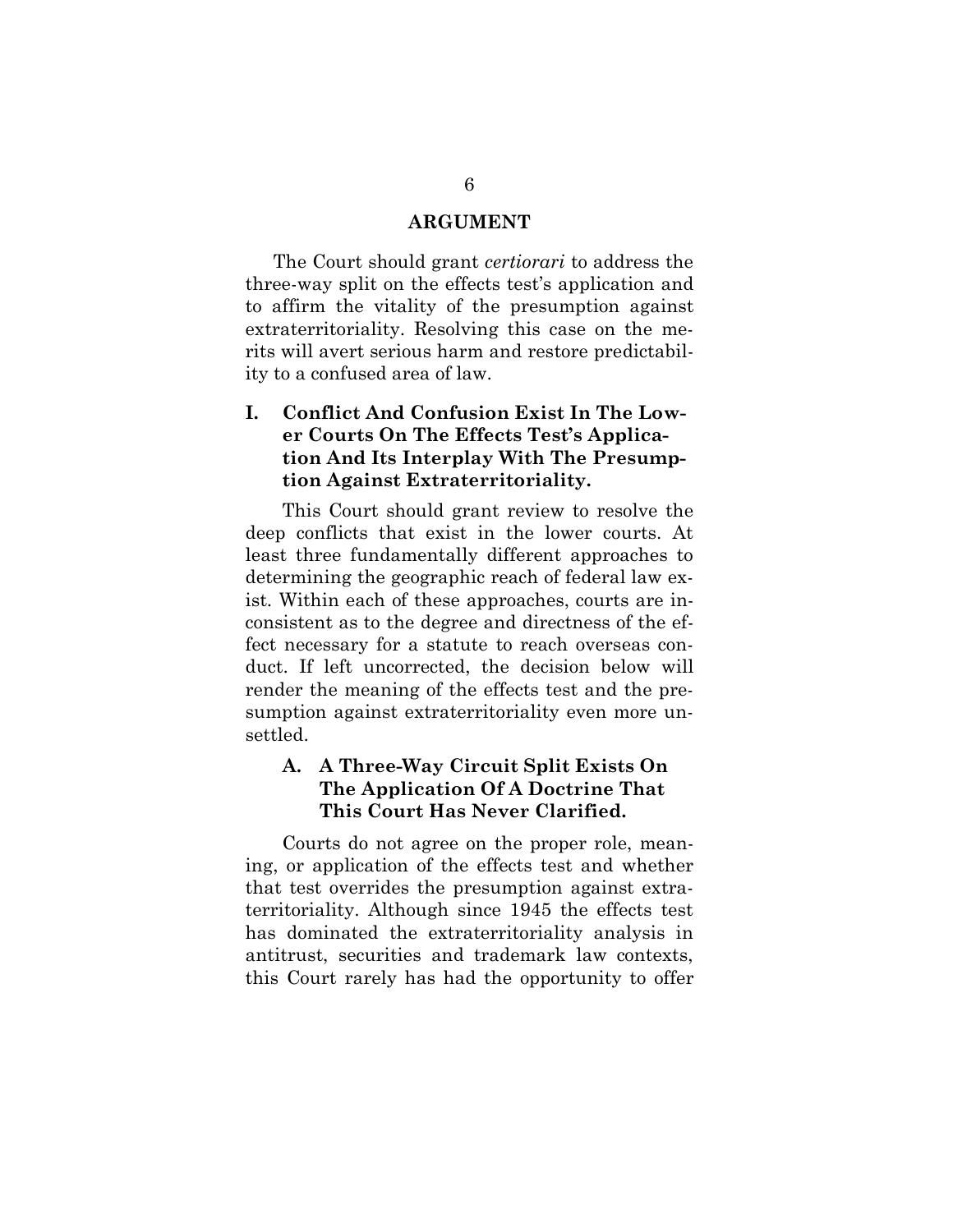## ARGUMENT

The Court should grant *certiorari* to address the three-way split on the effects test's application and to affirm the vitality of the presumption against extraterritoriality. Resolving this case on the merits will avert serious harm and restore predictability to a confused area of law.

### I. Conflict And Confusion Exist In The Lower Courts On The Effects Test's Application And Its Interplay With The Presumption Against Extraterritoriality.

This Court should grant review to resolve the deep conflicts that exist in the lower courts. At least three fundamentally different approaches to determining the geographic reach of federal law exist. Within each of these approaches, courts are inconsistent as to the degree and directness of the effect necessary for a statute to reach overseas conduct. If left uncorrected, the decision below will render the meaning of the effects test and the presumption against extraterritoriality even more unsettled.

#### A. A Three-Way Circuit Split Exists On The Application Of A Doctrine That This Court Has Never Clarified.

Courts do not agree on the proper role, meaning, or application of the effects test and whether that test overrides the presumption against extraterritoriality. Although since 1945 the effects test has dominated the extraterritoriality analysis in antitrust, securities and trademark law contexts, this Court rarely has had the opportunity to offer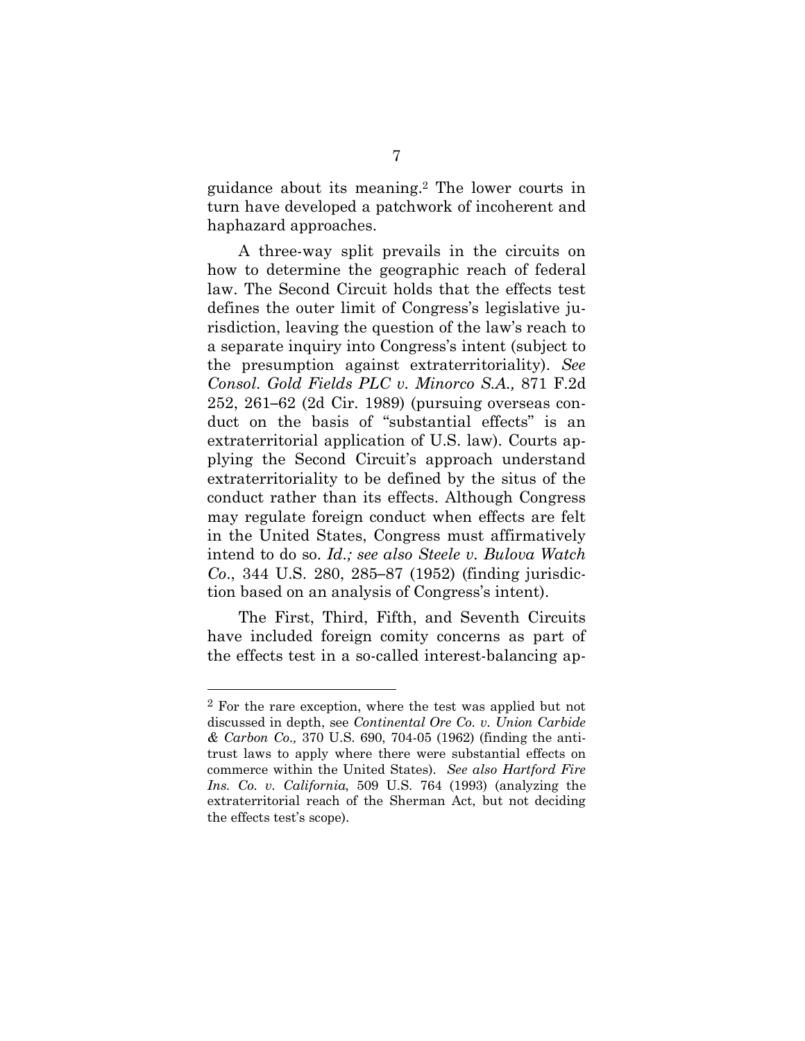guidance about its meaning.[2] The lower courts in turn have developed a patchwork of incoherent and haphazard approaches.

A three-way split prevails in the circuits on how to determine the geographic reach of federal law. The Second Circuit holds that the effects test defines the outer limit of Congress's legislative jurisdiction, leaving the question of the law's reach to a separate inquiry into Congress's intent (subject to the presumption against extraterritoriality). *See Consol. Gold Fields PLC v. Minorco S.A.,* 871 F.2d 252, 261–62 (2d Cir. 1989) (pursuing overseas conduct on the basis of "substantial effects" is an extraterritorial application of U.S. law). Courts applying the Second Circuit's approach understand extraterritoriality to be defined by the situs of the conduct rather than its effects. Although Congress may regulate foreign conduct when effects are felt in the United States, Congress must affirmatively intend to do so. *Id.; see also Steele v. Bulova Watch Co*., 344 U.S. 280, 285–87 (1952) (finding jurisdiction based on an analysis of Congress's intent).

The First, Third, Fifth, and Seventh Circuits have included foreign comity concerns as part of the effects test in a so-called interest-balancing ap-

---

[2] For the rare exception, where the test was applied but not discussed in depth, see *Continental Ore Co. v. Union Carbide & Carbon Co.,* 370 U.S. 690, 704-05 (1962) (finding the antitrust laws to apply where there were substantial effects on commerce within the United States). *See also Hartford Fire Ins. Co. v. California*, 509 U.S. 764 (1993) (analyzing the extraterritorial reach of the Sherman Act, but not deciding the effects test's scope).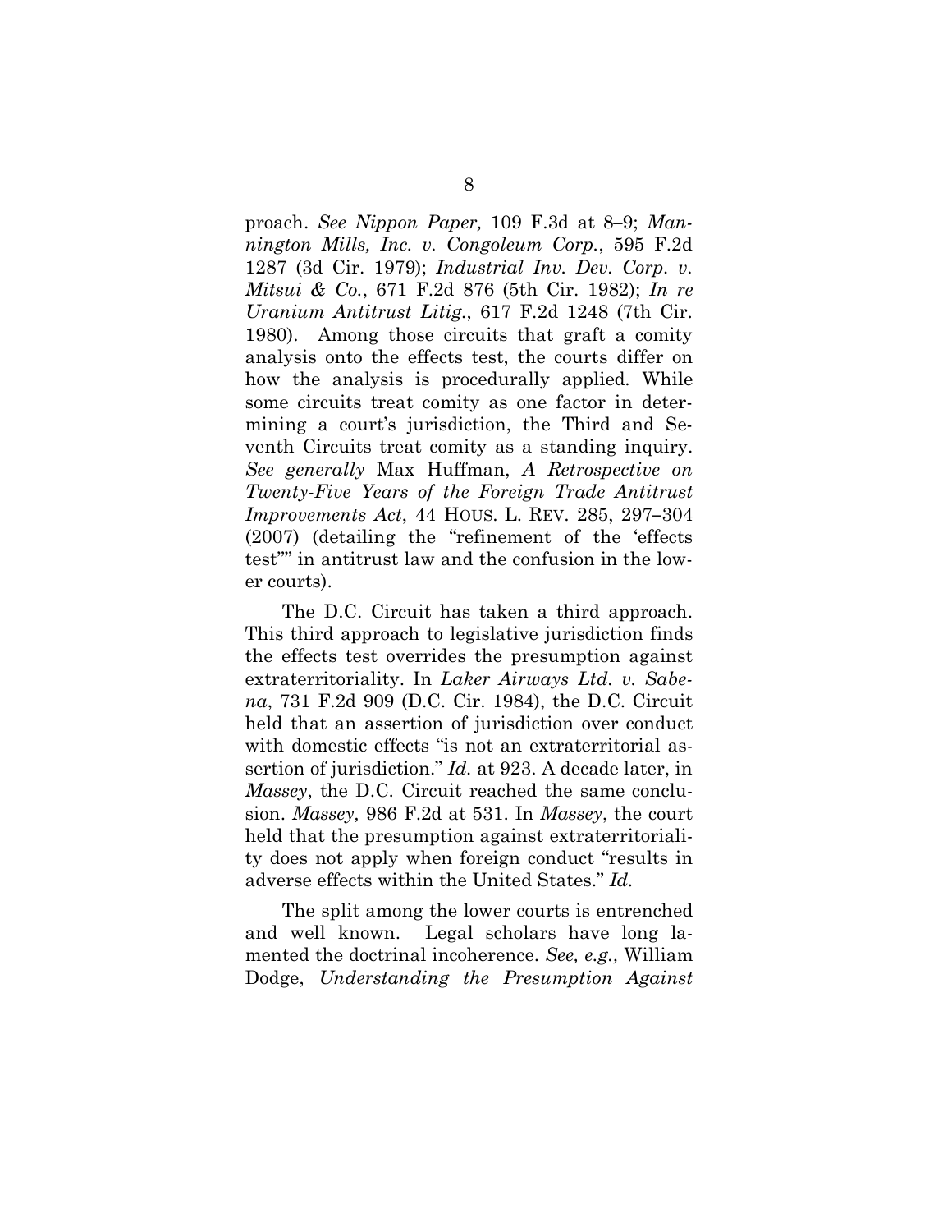proach. *See Nippon Paper,* 109 F.3d at 8–9; *Mannington Mills, Inc. v. Congoleum Corp.*, 595 F.2d 1287 (3d Cir. 1979); *Industrial Inv. Dev. Corp. v. Mitsui & Co.*, 671 F.2d 876 (5th Cir. 1982); *In re Uranium Antitrust Litig.*, 617 F.2d 1248 (7th Cir. 1980). Among those circuits that graft a comity analysis onto the effects test, the courts differ on how the analysis is procedurally applied. While some circuits treat comity as one factor in determining a court's jurisdiction, the Third and Seventh Circuits treat comity as a standing inquiry. *See generally* Max Huffman, *A Retrospective on Twenty-Five Years of the Foreign Trade Antitrust Improvements Act*, 44 HOUS. L. REV. 285, 297–304 (2007) (detailing the "refinement of the 'effects test'" in antitrust law and the confusion in the lower courts).

The D.C. Circuit has taken a third approach. This third approach to legislative jurisdiction finds the effects test overrides the presumption against extraterritoriality. In *Laker Airways Ltd. v. Sabena*, 731 F.2d 909 (D.C. Cir. 1984), the D.C. Circuit held that an assertion of jurisdiction over conduct with domestic effects "is not an extraterritorial assertion of jurisdiction." *Id.* at 923. A decade later, in *Massey*, the D.C. Circuit reached the same conclusion. *Massey,* 986 F.2d at 531. In *Massey*, the court held that the presumption against extraterritoriality does not apply when foreign conduct "results in adverse effects within the United States." *Id.*

The split among the lower courts is entrenched and well known. Legal scholars have long lamented the doctrinal incoherence. *See, e.g.,* William Dodge, *Understanding the Presumption Against*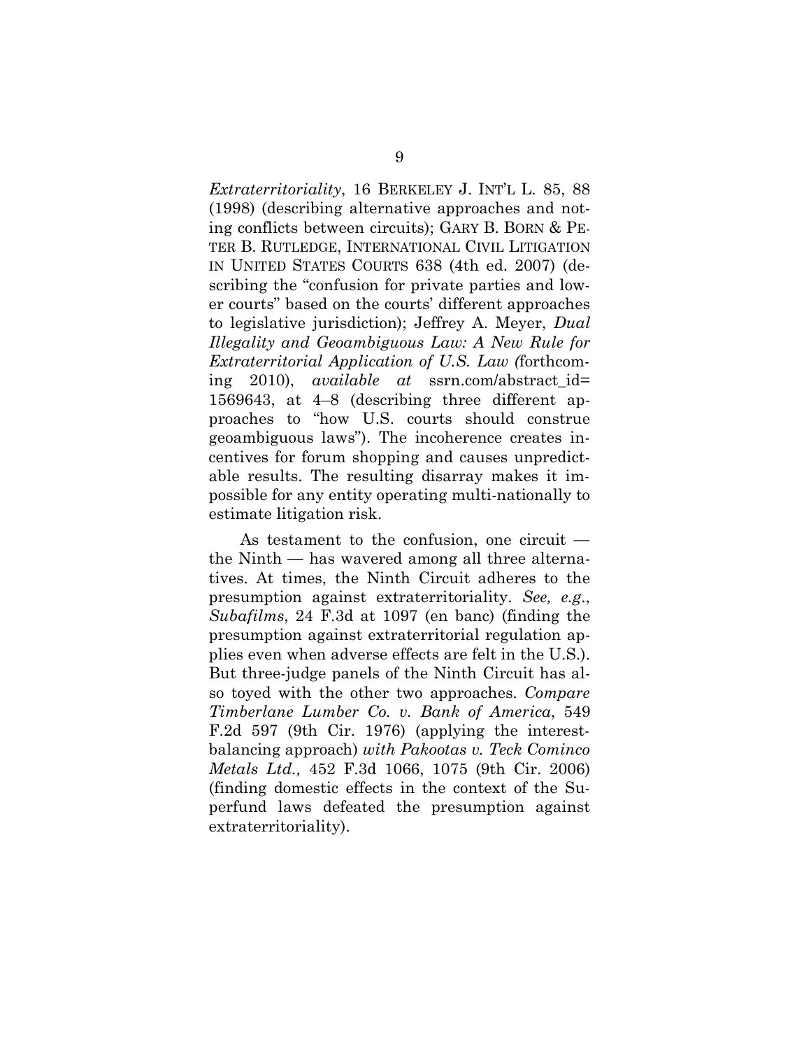*Extraterritoriality*, 16 BERKELEY J. INT'L L. 85, 88 (1998) (describing alternative approaches and noting conflicts between circuits); GARY B. BORN & PETER B. RUTLEDGE, INTERNATIONAL CIVIL LITIGATION IN UNITED STATES COURTS 638 (4th ed. 2007) (describing the "confusion for private parties and lower courts" based on the courts' different approaches to legislative jurisdiction); Jeffrey A. Meyer, *Dual Illegality and Geoambiguous Law: A New Rule for Extraterritorial Application of U.S. Law (*forthcoming 2010), *available at* ssrn.com/abstract_id=1569643, at 4–8 (describing three different approaches to "how U.S. courts should construe geoambiguous laws"). The incoherence creates incentives for forum shopping and causes unpredictable results. The resulting disarray makes it impossible for any entity operating multi-nationally to estimate litigation risk.

As testament to the confusion, one circuit — the Ninth — has wavered among all three alternatives. At times, the Ninth Circuit adheres to the presumption against extraterritoriality. *See, e.g.*, *Subafilms*, 24 F.3d at 1097 (en banc) (finding the presumption against extraterritorial regulation applies even when adverse effects are felt in the U.S.). But three-judge panels of the Ninth Circuit has also toyed with the other two approaches. *Compare Timberlane Lumber Co. v. Bank of America*, 549 F.2d 597 (9th Cir. 1976) (applying the interest-balancing approach) *with Pakootas v. Teck Cominco Metals Ltd.,* 452 F.3d 1066, 1075 (9th Cir. 2006) (finding domestic effects in the context of the Superfund laws defeated the presumption against extraterritoriality).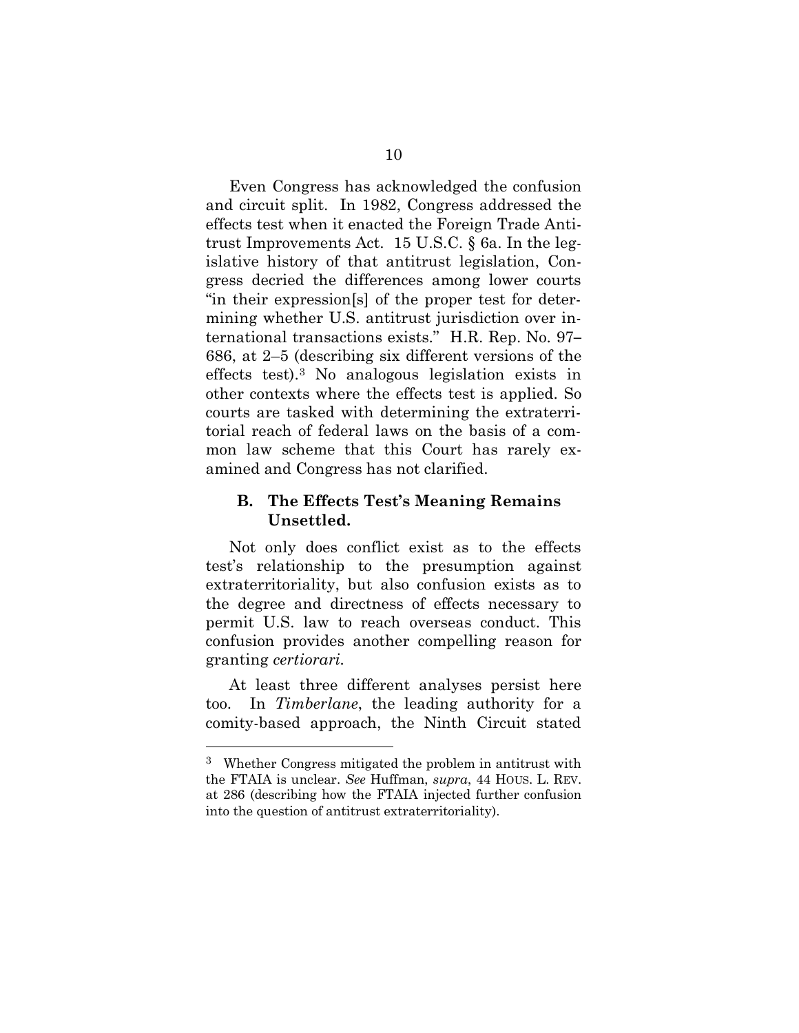Even Congress has acknowledged the confusion and circuit split. In 1982, Congress addressed the effects test when it enacted the Foreign Trade Antitrust Improvements Act. 15 U.S.C. § 6a. In the legislative history of that antitrust legislation, Congress decried the differences among lower courts "in their expression[s] of the proper test for determining whether U.S. antitrust jurisdiction over international transactions exists." H.R. Rep. No. 97–686, at 2–5 (describing six different versions of the effects test).[3] No analogous legislation exists in other contexts where the effects test is applied. So courts are tasked with determining the extraterritorial reach of federal laws on the basis of a common law scheme that this Court has rarely examined and Congress has not clarified.

### B. The Effects Test's Meaning Remains Unsettled.

Not only does conflict exist as to the effects test's relationship to the presumption against extraterritoriality, but also confusion exists as to the degree and directness of effects necessary to permit U.S. law to reach overseas conduct. This confusion provides another compelling reason for granting *certiorari*.

At least three different analyses persist here too. In *Timberlane*, the leading authority for a comity-based approach, the Ninth Circuit stated

---

[3] Whether Congress mitigated the problem in antitrust with the FTAIA is unclear. *See* Huffman, *supra*, 44 HOUS. L. REV. at 286 (describing how the FTAIA injected further confusion into the question of antitrust extraterritoriality).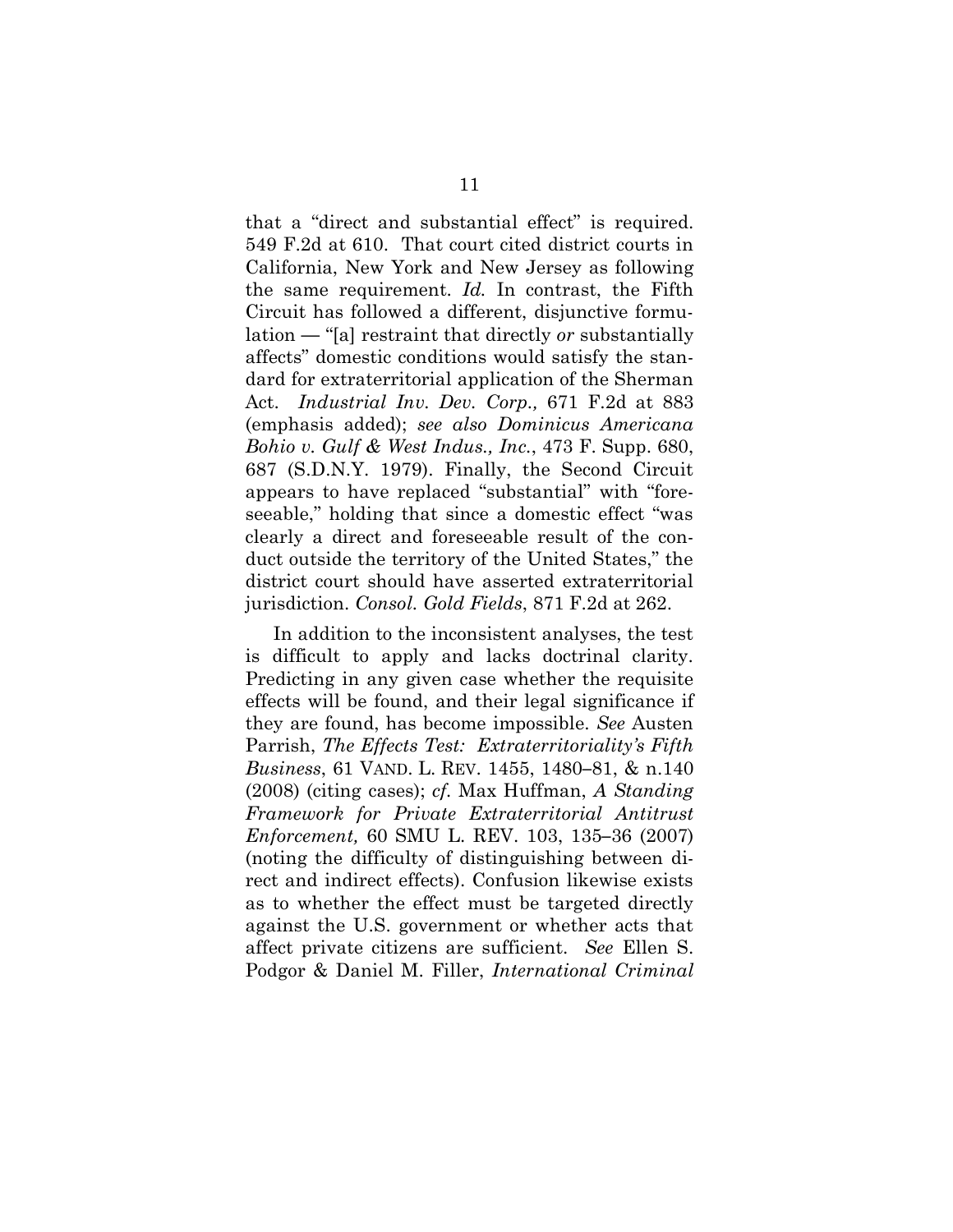that a "direct and substantial effect" is required. 549 F.2d at 610. That court cited district courts in California, New York and New Jersey as following the same requirement. *Id.* In contrast, the Fifth Circuit has followed a different, disjunctive formulation — "[a] restraint that directly *or* substantially affects" domestic conditions would satisfy the standard for extraterritorial application of the Sherman Act. *Industrial Inv. Dev. Corp.,* 671 F.2d at 883 (emphasis added); *see also Dominicus Americana Bohio v. Gulf & West Indus., Inc.*, 473 F. Supp. 680, 687 (S.D.N.Y. 1979). Finally, the Second Circuit appears to have replaced "substantial" with "foreseeable," holding that since a domestic effect "was clearly a direct and foreseeable result of the conduct outside the territory of the United States," the district court should have asserted extraterritorial jurisdiction. *Consol. Gold Fields*, 871 F.2d at 262.

In addition to the inconsistent analyses, the test is difficult to apply and lacks doctrinal clarity. Predicting in any given case whether the requisite effects will be found, and their legal significance if they are found, has become impossible. *See* Austen Parrish, *The Effects Test: Extraterritoriality's Fifth Business*, 61 VAND. L. REV. 1455, 1480–81, & n.140 (2008) (citing cases); *cf.* Max Huffman, *A Standing Framework for Private Extraterritorial Antitrust Enforcement,* 60 SMU L. REV. 103, 135–36 (2007) (noting the difficulty of distinguishing between direct and indirect effects). Confusion likewise exists as to whether the effect must be targeted directly against the U.S. government or whether acts that affect private citizens are sufficient. *See* Ellen S. Podgor & Daniel M. Filler, *International Criminal*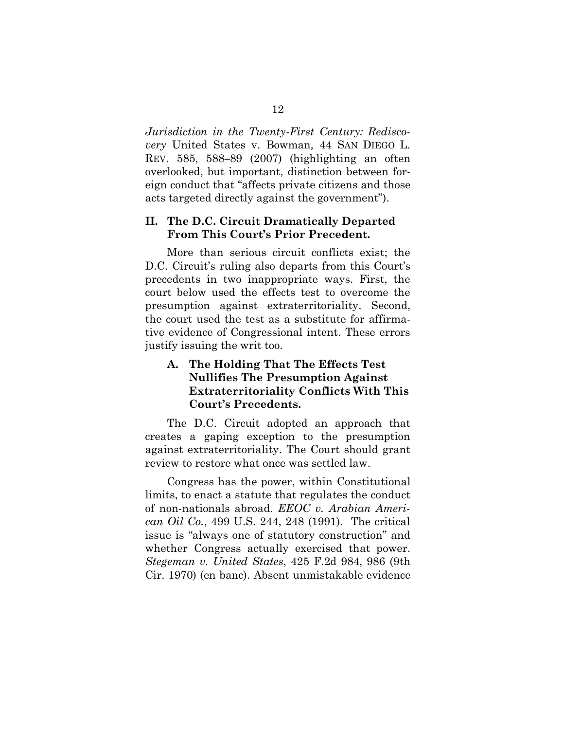*Jurisdiction in the Twenty-First Century: Rediscovery* United States v. Bowman*,* 44 SAN DIEGO L. REV. 585, 588–89 (2007) (highlighting an often overlooked, but important, distinction between foreign conduct that "affects private citizens and those acts targeted directly against the government").

## II. The D.C. Circuit Dramatically Departed From This Court's Prior Precedent.

More than serious circuit conflicts exist; the D.C. Circuit's ruling also departs from this Court's precedents in two inappropriate ways. First, the court below used the effects test to overcome the presumption against extraterritoriality. Second, the court used the test as a substitute for affirmative evidence of Congressional intent. These errors justify issuing the writ too.

### A. The Holding That The Effects Test Nullifies The Presumption Against Extraterritoriality Conflicts With This Court's Precedents.

The D.C. Circuit adopted an approach that creates a gaping exception to the presumption against extraterritoriality. The Court should grant review to restore what once was settled law.

Congress has the power, within Constitutional limits, to enact a statute that regulates the conduct of non-nationals abroad. *EEOC v. Arabian American Oil Co.*, 499 U.S. 244, 248 (1991). The critical issue is "always one of statutory construction" and whether Congress actually exercised that power. *Stegeman v. United States*, 425 F.2d 984, 986 (9th Cir. 1970) (en banc). Absent unmistakable evidence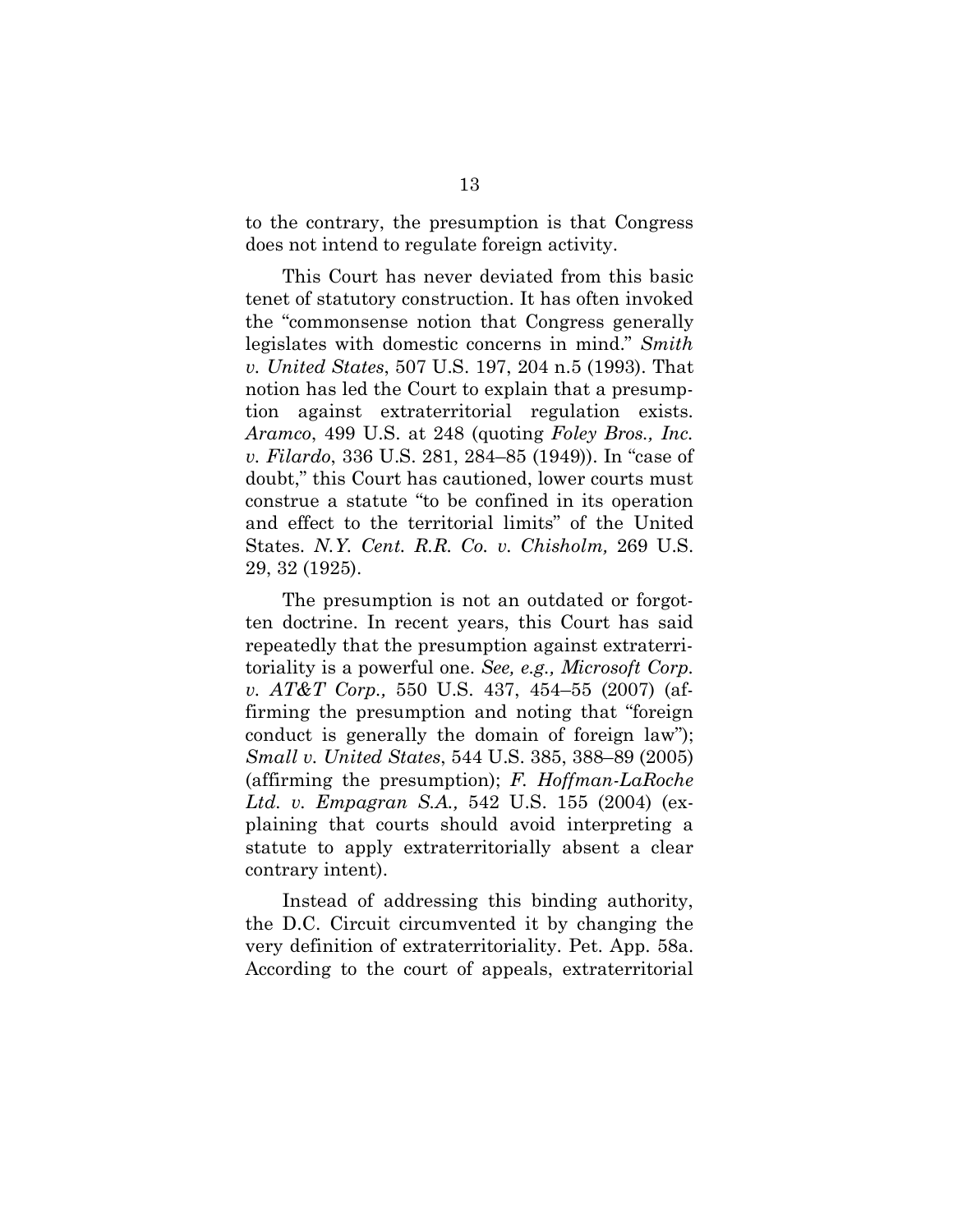to the contrary, the presumption is that Congress does not intend to regulate foreign activity.

This Court has never deviated from this basic tenet of statutory construction. It has often invoked the "commonsense notion that Congress generally legislates with domestic concerns in mind." *Smith v. United States*, 507 U.S. 197, 204 n.5 (1993). That notion has led the Court to explain that a presumption against extraterritorial regulation exists. *Aramco*, 499 U.S. at 248 (quoting *Foley Bros., Inc. v. Filardo*, 336 U.S. 281, 284–85 (1949)). In "case of doubt," this Court has cautioned, lower courts must construe a statute "to be confined in its operation and effect to the territorial limits" of the United States. *N.Y. Cent. R.R. Co. v. Chisholm,* 269 U.S. 29, 32 (1925).

The presumption is not an outdated or forgotten doctrine. In recent years, this Court has said repeatedly that the presumption against extraterritoriality is a powerful one. *See, e.g., Microsoft Corp. v. AT&T Corp.,* 550 U.S. 437, 454–55 (2007) (affirming the presumption and noting that "foreign conduct is generally the domain of foreign law"); *Small v. United States*, 544 U.S. 385, 388–89 (2005) (affirming the presumption); *F. Hoffman-LaRoche Ltd. v. Empagran S.A.,* 542 U.S. 155 (2004) (explaining that courts should avoid interpreting a statute to apply extraterritorially absent a clear contrary intent).

Instead of addressing this binding authority, the D.C. Circuit circumvented it by changing the very definition of extraterritoriality. Pet. App. 58a. According to the court of appeals, extraterritorial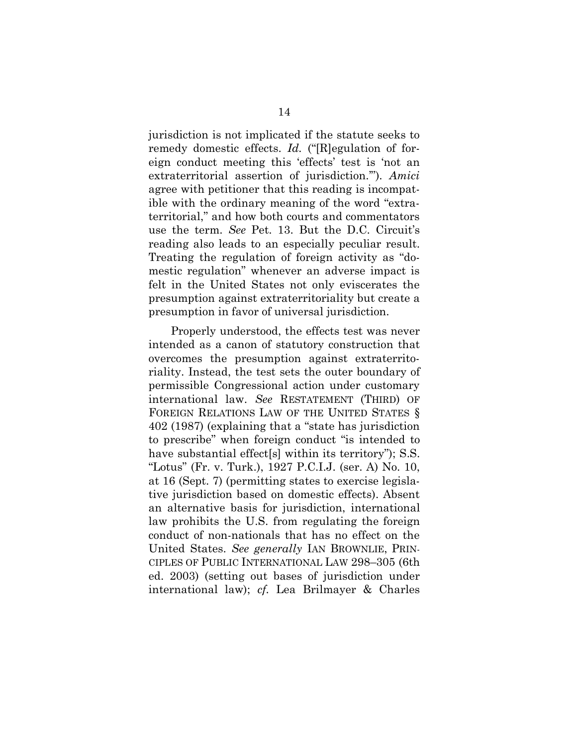jurisdiction is not implicated if the statute seeks to remedy domestic effects. *Id.* ("[R]egulation of foreign conduct meeting this 'effects' test is 'not an extraterritorial assertion of jurisdiction.'"). *Amici* agree with petitioner that this reading is incompatible with the ordinary meaning of the word "extraterritorial," and how both courts and commentators use the term. *See* Pet. 13. But the D.C. Circuit's reading also leads to an especially peculiar result. Treating the regulation of foreign activity as "domestic regulation" whenever an adverse impact is felt in the United States not only eviscerates the presumption against extraterritoriality but create a presumption in favor of universal jurisdiction.

Properly understood, the effects test was never intended as a canon of statutory construction that overcomes the presumption against extraterritoriality. Instead, the test sets the outer boundary of permissible Congressional action under customary international law. *See* RESTATEMENT (THIRD) OF FOREIGN RELATIONS LAW OF THE UNITED STATES § 402 (1987) (explaining that a "state has jurisdiction to prescribe" when foreign conduct "is intended to have substantial effect[s] within its territory"); S.S. "Lotus" (Fr. v. Turk.), 1927 P.C.I.J. (ser. A) No. 10, at 16 (Sept. 7) (permitting states to exercise legislative jurisdiction based on domestic effects). Absent an alternative basis for jurisdiction, international law prohibits the U.S. from regulating the foreign conduct of non-nationals that has no effect on the United States. *See generally* IAN BROWNLIE, PRINCIPLES OF PUBLIC INTERNATIONAL LAW 298–305 (6th ed. 2003) (setting out bases of jurisdiction under international law); *cf.* Lea Brilmayer & Charles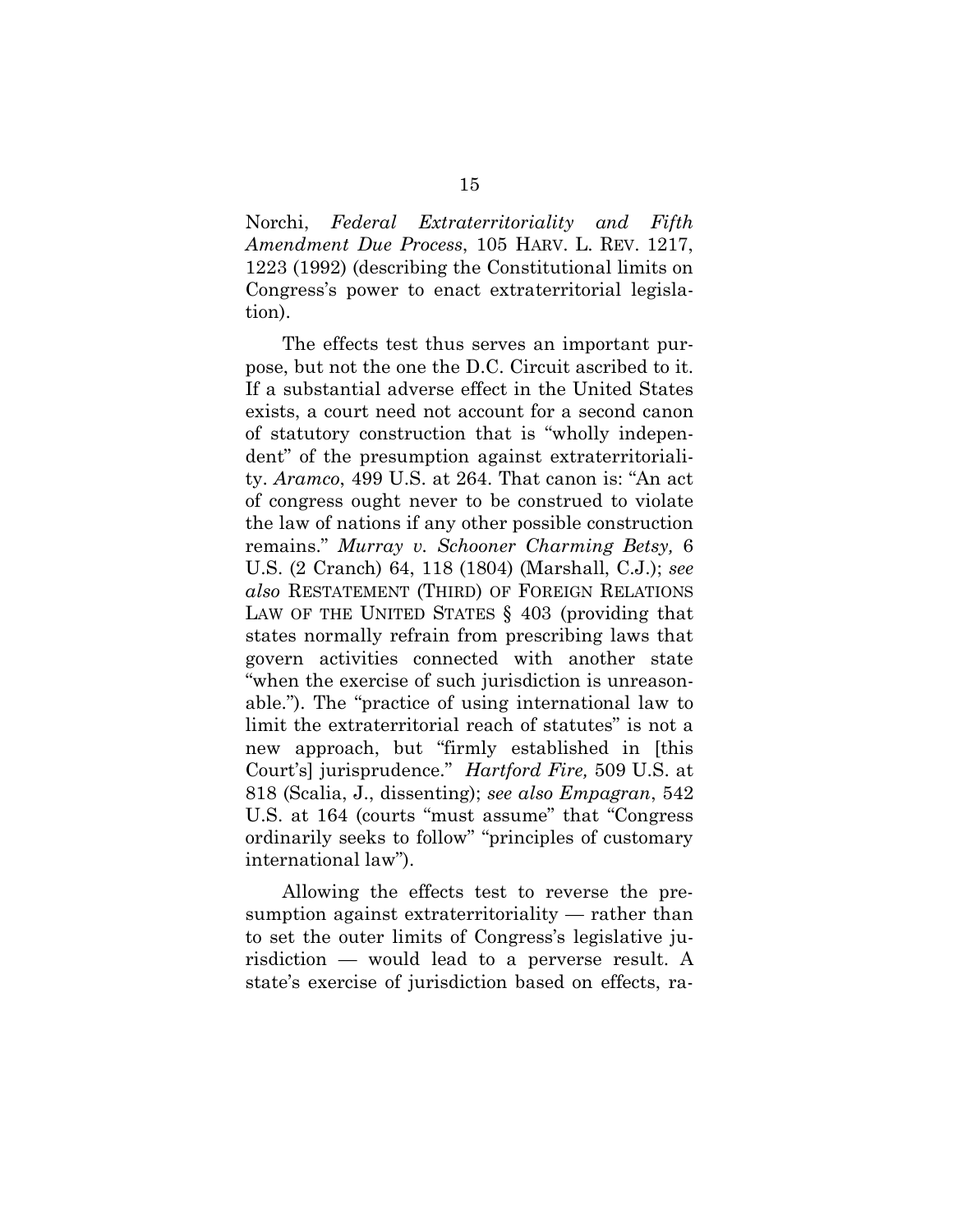Norchi, *Federal Extraterritoriality and Fifth Amendment Due Process*, 105 HARV. L. REV. 1217, 1223 (1992) (describing the Constitutional limits on Congress's power to enact extraterritorial legislation).

The effects test thus serves an important purpose, but not the one the D.C. Circuit ascribed to it. If a substantial adverse effect in the United States exists, a court need not account for a second canon of statutory construction that is "wholly independent" of the presumption against extraterritoriality. *Aramco*, 499 U.S. at 264. That canon is: "An act of congress ought never to be construed to violate the law of nations if any other possible construction remains." *Murray v. Schooner Charming Betsy,* 6 U.S. (2 Cranch) 64, 118 (1804) (Marshall, C.J.); *see also* RESTATEMENT (THIRD) OF FOREIGN RELATIONS LAW OF THE UNITED STATES § 403 (providing that states normally refrain from prescribing laws that govern activities connected with another state "when the exercise of such jurisdiction is unreasonable."). The "practice of using international law to limit the extraterritorial reach of statutes" is not a new approach, but "firmly established in [this Court's] jurisprudence." *Hartford Fire,* 509 U.S. at 818 (Scalia, J., dissenting); *see also Empagran*, 542 U.S. at 164 (courts "must assume" that "Congress ordinarily seeks to follow" "principles of customary international law").

Allowing the effects test to reverse the presumption against extraterritoriality — rather than to set the outer limits of Congress's legislative jurisdiction — would lead to a perverse result. A state's exercise of jurisdiction based on effects, ra-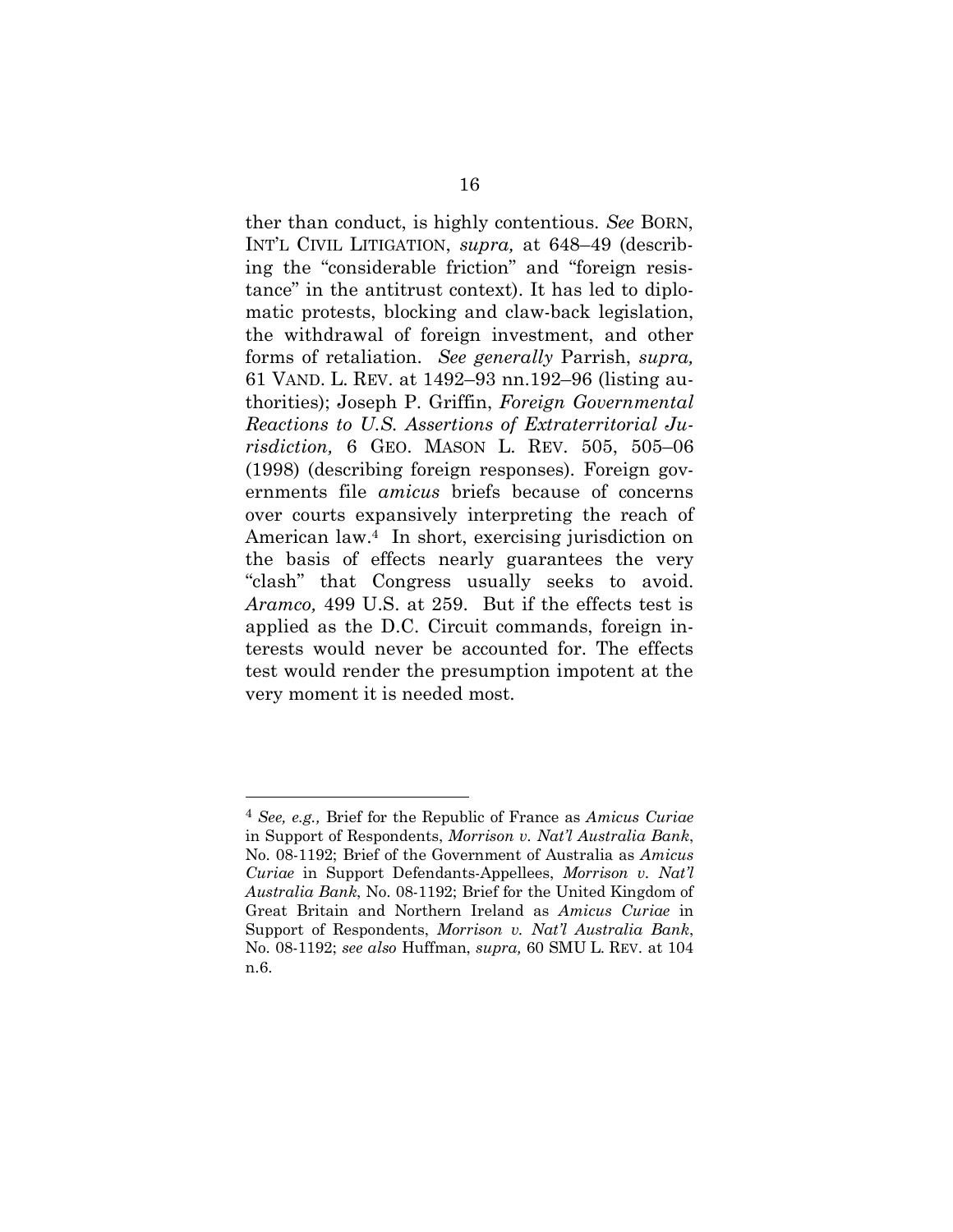ther than conduct, is highly contentious. *See* BORN, INT'L CIVIL LITIGATION, *supra,* at 648–49 (describing the "considerable friction" and "foreign resistance" in the antitrust context). It has led to diplomatic protests, blocking and claw-back legislation, the withdrawal of foreign investment, and other forms of retaliation. *See generally* Parrish, *supra,* 61 VAND. L. REV. at 1492–93 nn.192–96 (listing authorities); Joseph P. Griffin, *Foreign Governmental Reactions to U.S. Assertions of Extraterritorial Jurisdiction,* 6 GEO. MASON L. REV. 505, 505–06 (1998) (describing foreign responses). Foreign governments file *amicus* briefs because of concerns over courts expansively interpreting the reach of American law.[4] In short, exercising jurisdiction on the basis of effects nearly guarantees the very "clash" that Congress usually seeks to avoid. *Aramco,* 499 U.S. at 259. But if the effects test is applied as the D.C. Circuit commands, foreign interests would never be accounted for. The effects test would render the presumption impotent at the very moment it is needed most.

---

[4] *See, e.g.,* Brief for the Republic of France as *Amicus Curiae* in Support of Respondents, *Morrison v. Nat'l Australia Bank*, No. 08-1192; Brief of the Government of Australia as *Amicus Curiae* in Support Defendants-Appellees, *Morrison v. Nat'l Australia Bank*, No. 08-1192; Brief for the United Kingdom of Great Britain and Northern Ireland as *Amicus Curiae* in Support of Respondents, *Morrison v. Nat'l Australia Bank*, No. 08-1192; *see also* Huffman, *supra,* 60 SMU L. REV. at 104 n.6.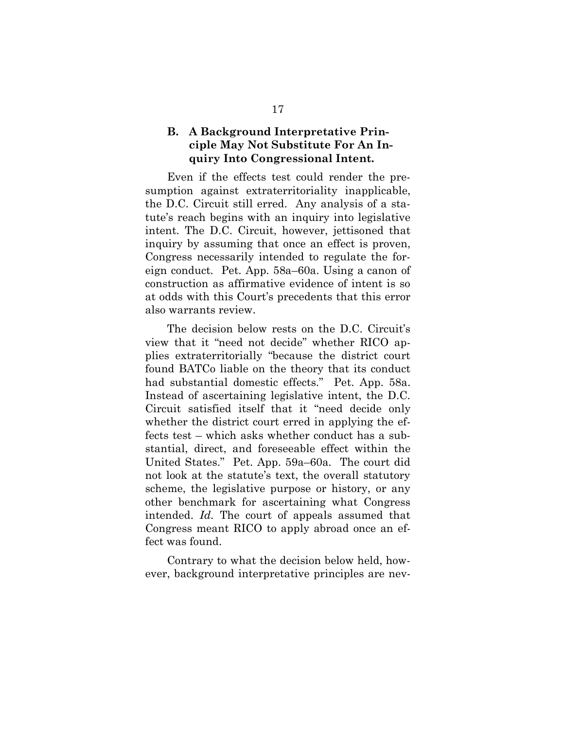### B. A Background Interpretative Principle May Not Substitute For An Inquiry Into Congressional Intent.

Even if the effects test could render the presumption against extraterritoriality inapplicable, the D.C. Circuit still erred. Any analysis of a statute's reach begins with an inquiry into legislative intent. The D.C. Circuit, however, jettisoned that inquiry by assuming that once an effect is proven, Congress necessarily intended to regulate the foreign conduct. Pet. App. 58a–60a. Using a canon of construction as affirmative evidence of intent is so at odds with this Court's precedents that this error also warrants review.

The decision below rests on the D.C. Circuit's view that it "need not decide" whether RICO applies extraterritorially "because the district court found BATCo liable on the theory that its conduct had substantial domestic effects." Pet. App. 58a. Instead of ascertaining legislative intent, the D.C. Circuit satisfied itself that it "need decide only whether the district court erred in applying the effects test – which asks whether conduct has a substantial, direct, and foreseeable effect within the United States." Pet. App. 59a–60a. The court did not look at the statute's text, the overall statutory scheme, the legislative purpose or history, or any other benchmark for ascertaining what Congress intended. *Id.* The court of appeals assumed that Congress meant RICO to apply abroad once an effect was found.

Contrary to what the decision below held, however, background interpretative principles are nev-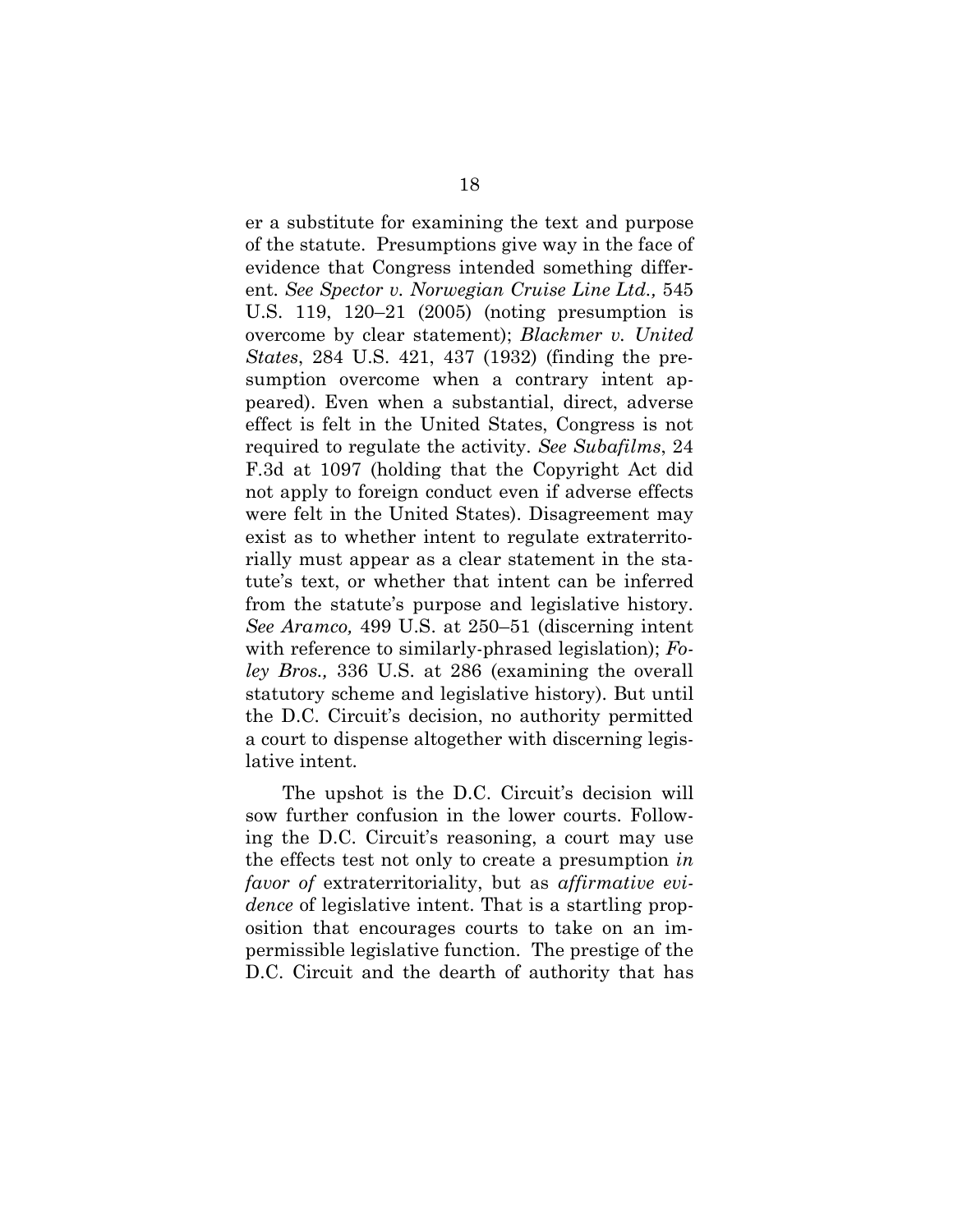er a substitute for examining the text and purpose of the statute. Presumptions give way in the face of evidence that Congress intended something different. *See Spector v. Norwegian Cruise Line Ltd.,* 545 U.S. 119, 120–21 (2005) (noting presumption is overcome by clear statement); *Blackmer v. United States*, 284 U.S. 421, 437 (1932) (finding the presumption overcome when a contrary intent appeared). Even when a substantial, direct, adverse effect is felt in the United States, Congress is not required to regulate the activity. *See Subafilms*, 24 F.3d at 1097 (holding that the Copyright Act did not apply to foreign conduct even if adverse effects were felt in the United States). Disagreement may exist as to whether intent to regulate extraterritorially must appear as a clear statement in the statute's text, or whether that intent can be inferred from the statute's purpose and legislative history. *See Aramco,* 499 U.S. at 250–51 (discerning intent with reference to similarly-phrased legislation); *Foley Bros.,* 336 U.S. at 286 (examining the overall statutory scheme and legislative history). But until the D.C. Circuit's decision, no authority permitted a court to dispense altogether with discerning legislative intent.

The upshot is the D.C. Circuit's decision will sow further confusion in the lower courts. Following the D.C. Circuit's reasoning, a court may use the effects test not only to create a presumption *in favor of* extraterritoriality, but as *affirmative evidence* of legislative intent. That is a startling proposition that encourages courts to take on an impermissible legislative function. The prestige of the D.C. Circuit and the dearth of authority that has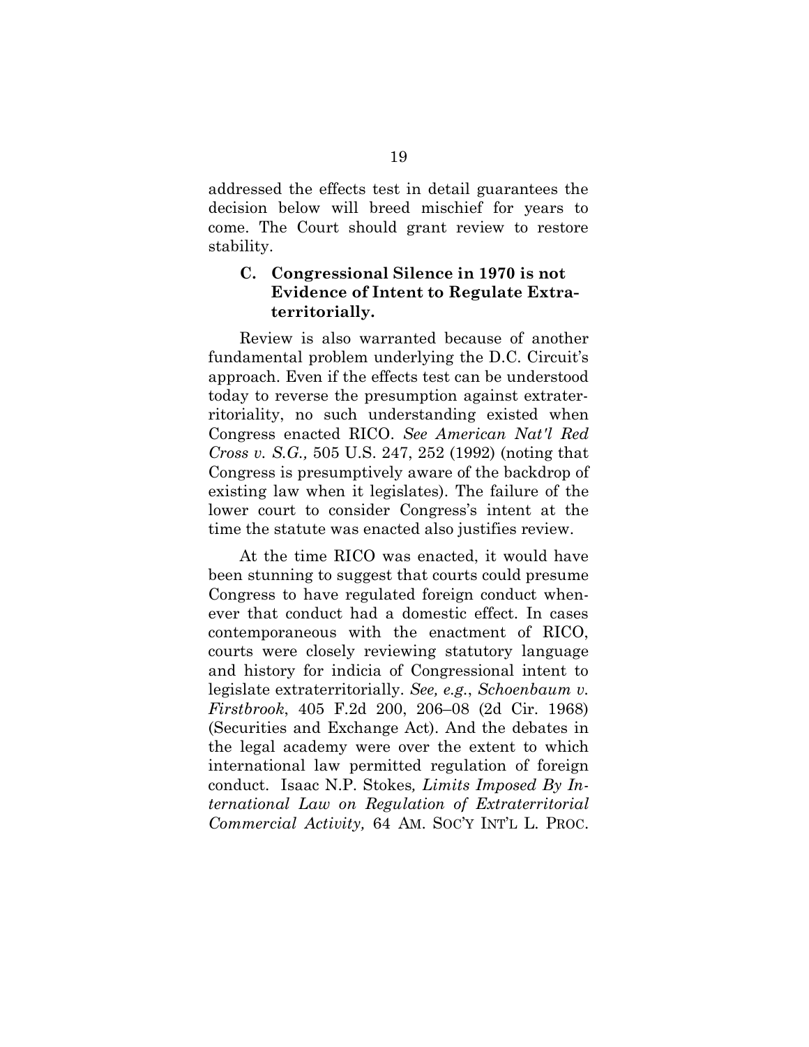addressed the effects test in detail guarantees the decision below will breed mischief for years to come. The Court should grant review to restore stability.

### C. Congressional Silence in 1970 is not Evidence of Intent to Regulate Extraterritorially.

Review is also warranted because of another fundamental problem underlying the D.C. Circuit's approach. Even if the effects test can be understood today to reverse the presumption against extraterritoriality, no such understanding existed when Congress enacted RICO. *See American Nat'l Red Cross v. S.G.,* 505 U.S. 247, 252 (1992) (noting that Congress is presumptively aware of the backdrop of existing law when it legislates). The failure of the lower court to consider Congress's intent at the time the statute was enacted also justifies review.

At the time RICO was enacted, it would have been stunning to suggest that courts could presume Congress to have regulated foreign conduct whenever that conduct had a domestic effect. In cases contemporaneous with the enactment of RICO, courts were closely reviewing statutory language and history for indicia of Congressional intent to legislate extraterritorially. *See, e.g.*, *Schoenbaum v. Firstbrook*, 405 F.2d 200, 206–08 (2d Cir. 1968) (Securities and Exchange Act). And the debates in the legal academy were over the extent to which international law permitted regulation of foreign conduct. Isaac N.P. Stokes*, Limits Imposed By International Law on Regulation of Extraterritorial Commercial Activity,* 64 AM. SOC'Y INT'L L. PROC.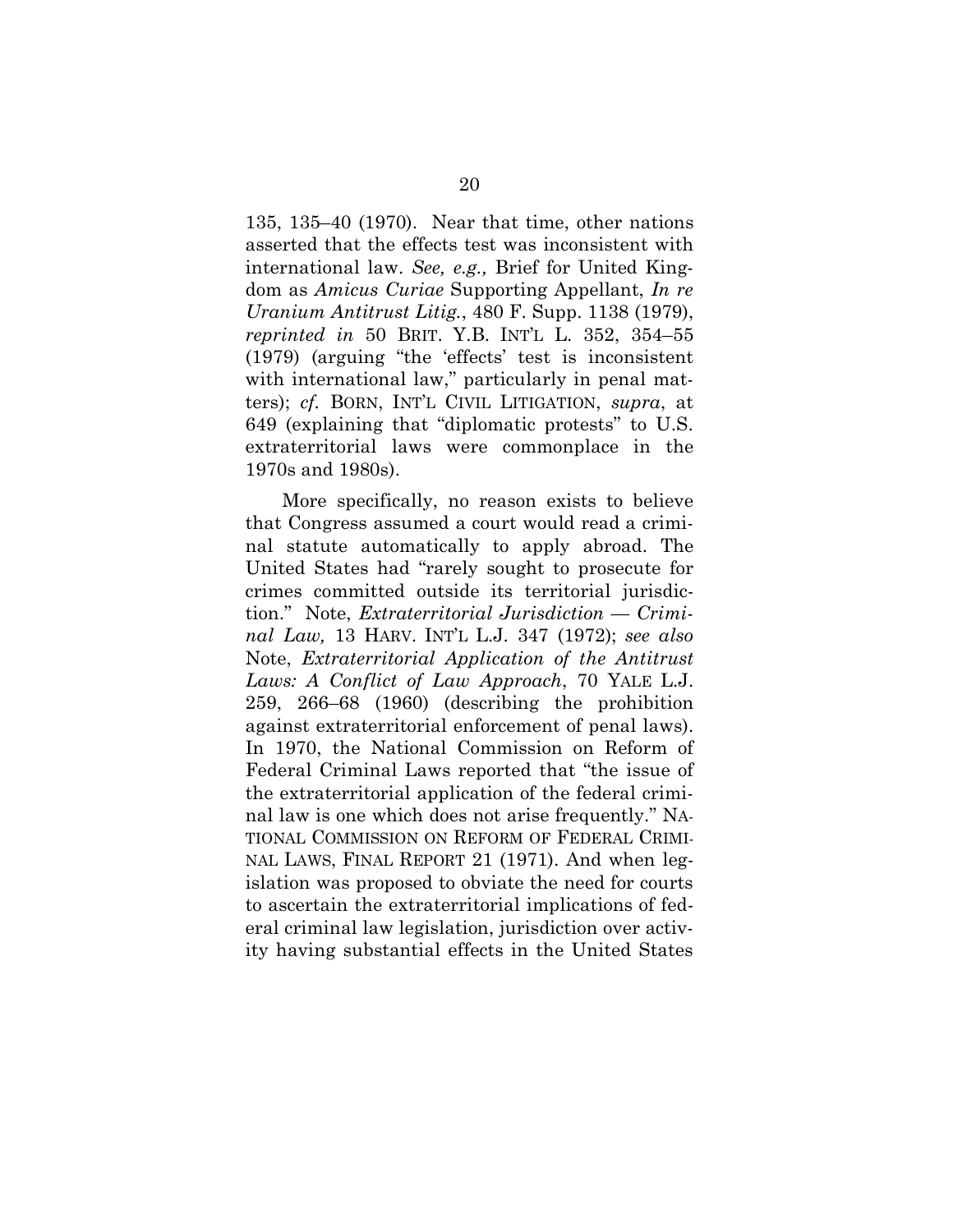135, 135–40 (1970). Near that time, other nations asserted that the effects test was inconsistent with international law. *See, e.g.,* Brief for United Kingdom as *Amicus Curiae* Supporting Appellant, *In re Uranium Antitrust Litig.*, 480 F. Supp. 1138 (1979), *reprinted in* 50 BRIT. Y.B. INT'L L. 352, 354–55 (1979) (arguing "the 'effects' test is inconsistent with international law," particularly in penal matters); *cf.* BORN, INT'L CIVIL LITIGATION, *supra*, at 649 (explaining that "diplomatic protests" to U.S. extraterritorial laws were commonplace in the 1970s and 1980s).

More specifically, no reason exists to believe that Congress assumed a court would read a criminal statute automatically to apply abroad. The United States had "rarely sought to prosecute for crimes committed outside its territorial jurisdiction." Note, *Extraterritorial Jurisdiction — Criminal Law,* 13 HARV. INT'L L.J. 347 (1972); *see also* Note, *Extraterritorial Application of the Antitrust Laws: A Conflict of Law Approach*, 70 YALE L.J. 259, 266–68 (1960) (describing the prohibition against extraterritorial enforcement of penal laws). In 1970, the National Commission on Reform of Federal Criminal Laws reported that "the issue of the extraterritorial application of the federal criminal law is one which does not arise frequently." NATIONAL COMMISSION ON REFORM OF FEDERAL CRIMINAL LAWS, FINAL REPORT 21 (1971). And when legislation was proposed to obviate the need for courts to ascertain the extraterritorial implications of federal criminal law legislation, jurisdiction over activity having substantial effects in the United States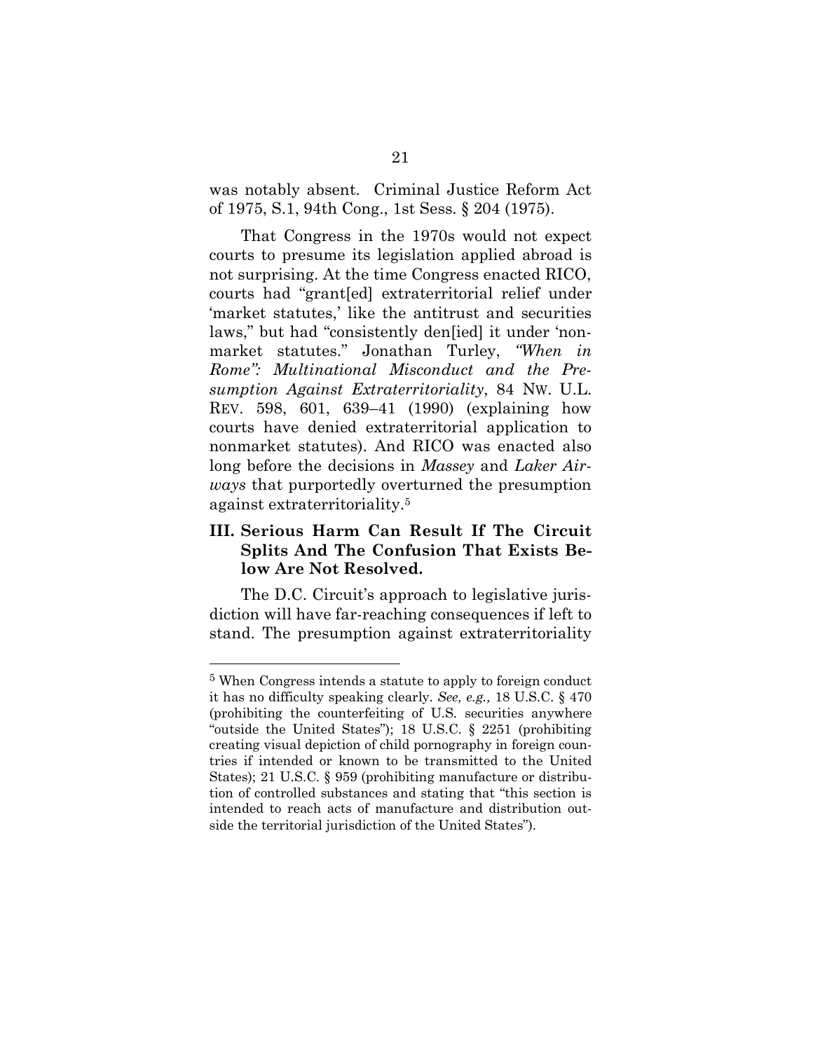was notably absent. Criminal Justice Reform Act of 1975, S.1, 94th Cong., 1st Sess. § 204 (1975).

That Congress in the 1970s would not expect courts to presume its legislation applied abroad is not surprising. At the time Congress enacted RICO, courts had "grant[ed] extraterritorial relief under 'market statutes,' like the antitrust and securities laws," but had "consistently den[ied] it under 'nonmarket statutes." Jonathan Turley, *"When in Rome": Multinational Misconduct and the Presumption Against Extraterritoriality*, 84 NW. U.L. REV. 598, 601, 639–41 (1990) (explaining how courts have denied extraterritorial application to nonmarket statutes). And RICO was enacted also long before the decisions in *Massey* and *Laker Airways* that purportedly overturned the presumption against extraterritoriality.[5]

## III. Serious Harm Can Result If The Circuit Splits And The Confusion That Exists Below Are Not Resolved.

The D.C. Circuit's approach to legislative jurisdiction will have far-reaching consequences if left to stand. The presumption against extraterritoriality

---

[5] When Congress intends a statute to apply to foreign conduct it has no difficulty speaking clearly. *See, e.g.,* 18 U.S.C. § 470 (prohibiting the counterfeiting of U.S. securities anywhere "outside the United States"); 18 U.S.C. § 2251 (prohibiting creating visual depiction of child pornography in foreign countries if intended or known to be transmitted to the United States); 21 U.S.C. § 959 (prohibiting manufacture or distribution of controlled substances and stating that "this section is intended to reach acts of manufacture and distribution outside the territorial jurisdiction of the United States").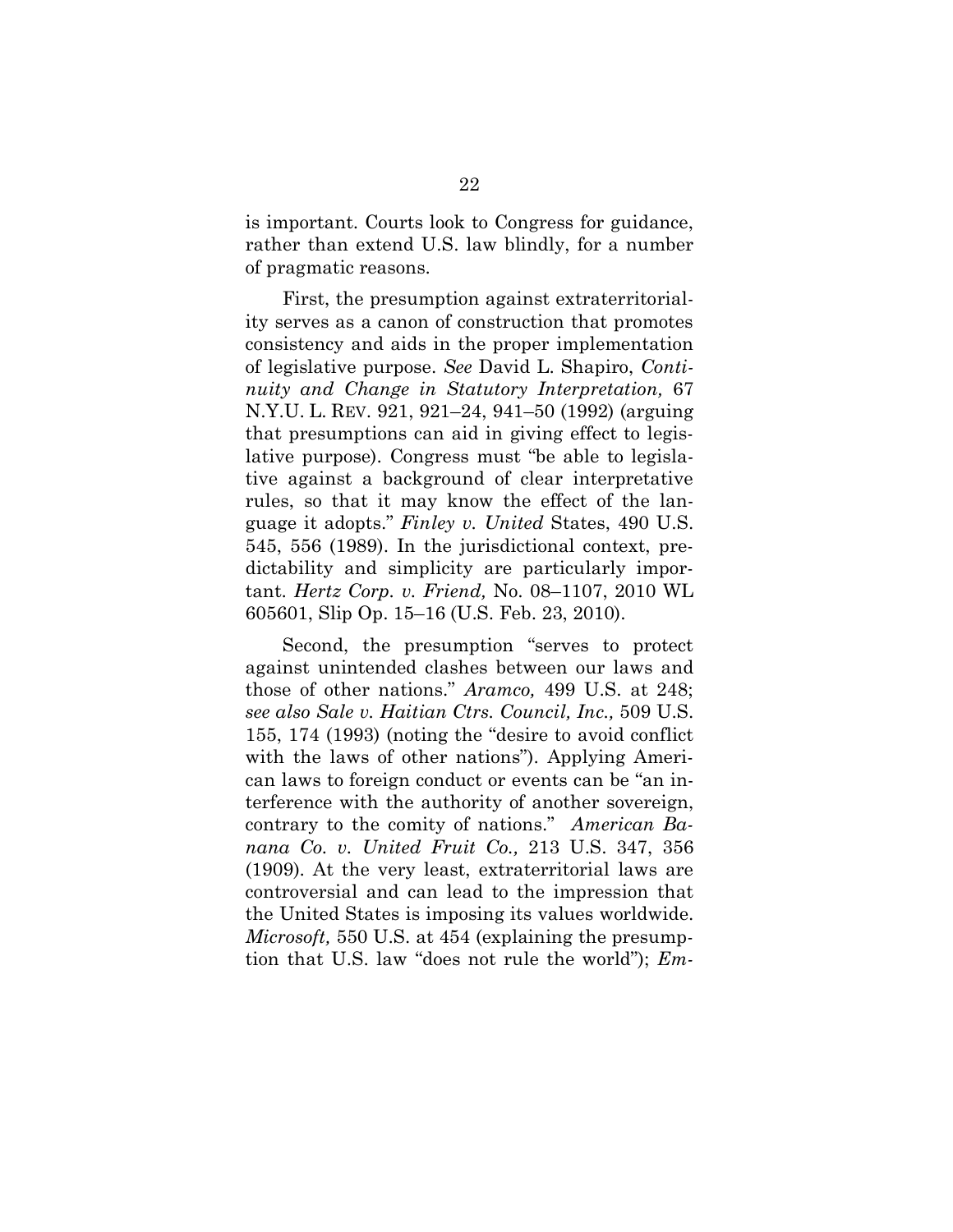is important. Courts look to Congress for guidance, rather than extend U.S. law blindly, for a number of pragmatic reasons.

First, the presumption against extraterritoriality serves as a canon of construction that promotes consistency and aids in the proper implementation of legislative purpose. *See* David L. Shapiro, *Continuity and Change in Statutory Interpretation,* 67 N.Y.U. L. REV. 921, 921–24, 941–50 (1992) (arguing that presumptions can aid in giving effect to legislative purpose). Congress must "be able to legislative against a background of clear interpretative rules, so that it may know the effect of the language it adopts." *Finley v. United* States, 490 U.S. 545, 556 (1989). In the jurisdictional context, predictability and simplicity are particularly important. *Hertz Corp. v. Friend,* No. 08–1107, 2010 WL 605601, Slip Op. 15–16 (U.S. Feb. 23, 2010).

Second, the presumption "serves to protect against unintended clashes between our laws and those of other nations." *Aramco,* 499 U.S. at 248; *see also Sale v. Haitian Ctrs. Council, Inc.,* 509 U.S. 155, 174 (1993) (noting the "desire to avoid conflict with the laws of other nations"). Applying American laws to foreign conduct or events can be "an interference with the authority of another sovereign, contrary to the comity of nations." *American Banana Co. v. United Fruit Co.,* 213 U.S. 347, 356 (1909). At the very least, extraterritorial laws are controversial and can lead to the impression that the United States is imposing its values worldwide. *Microsoft,* 550 U.S. at 454 (explaining the presumption that U.S. law "does not rule the world"); *Em-*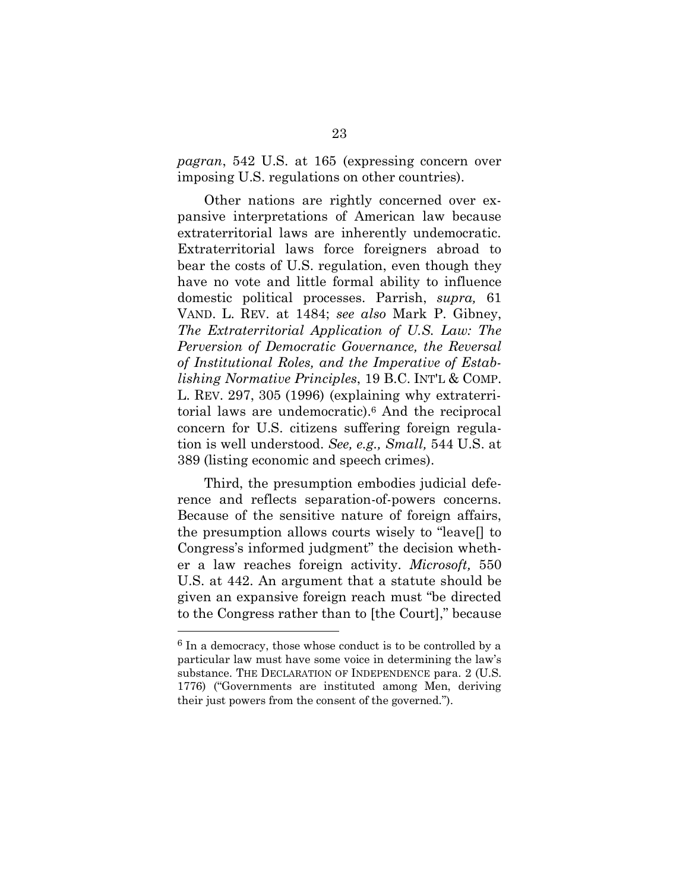*pagran*, 542 U.S. at 165 (expressing concern over imposing U.S. regulations on other countries).

Other nations are rightly concerned over expansive interpretations of American law because extraterritorial laws are inherently undemocratic. Extraterritorial laws force foreigners abroad to bear the costs of U.S. regulation, even though they have no vote and little formal ability to influence domestic political processes. Parrish, *supra,* 61 VAND. L. REV. at 1484; *see also* Mark P. Gibney, *The Extraterritorial Application of U.S. Law: The Perversion of Democratic Governance, the Reversal of Institutional Roles, and the Imperative of Establishing Normative Principles*, 19 B.C. INT'L & COMP. L. REV. 297, 305 (1996) (explaining why extraterritorial laws are undemocratic).[6] And the reciprocal concern for U.S. citizens suffering foreign regulation is well understood. *See, e.g., Small,* 544 U.S. at 389 (listing economic and speech crimes).

Third, the presumption embodies judicial deference and reflects separation-of-powers concerns. Because of the sensitive nature of foreign affairs, the presumption allows courts wisely to "leave[] to Congress's informed judgment" the decision whether a law reaches foreign activity. *Microsoft,* 550 U.S. at 442. An argument that a statute should be given an expansive foreign reach must "be directed to the Congress rather than to [the Court]," because

---

[6] In a democracy, those whose conduct is to be controlled by a particular law must have some voice in determining the law's substance. THE DECLARATION OF INDEPENDENCE para. 2 (U.S. 1776) ("Governments are instituted among Men, deriving their just powers from the consent of the governed.").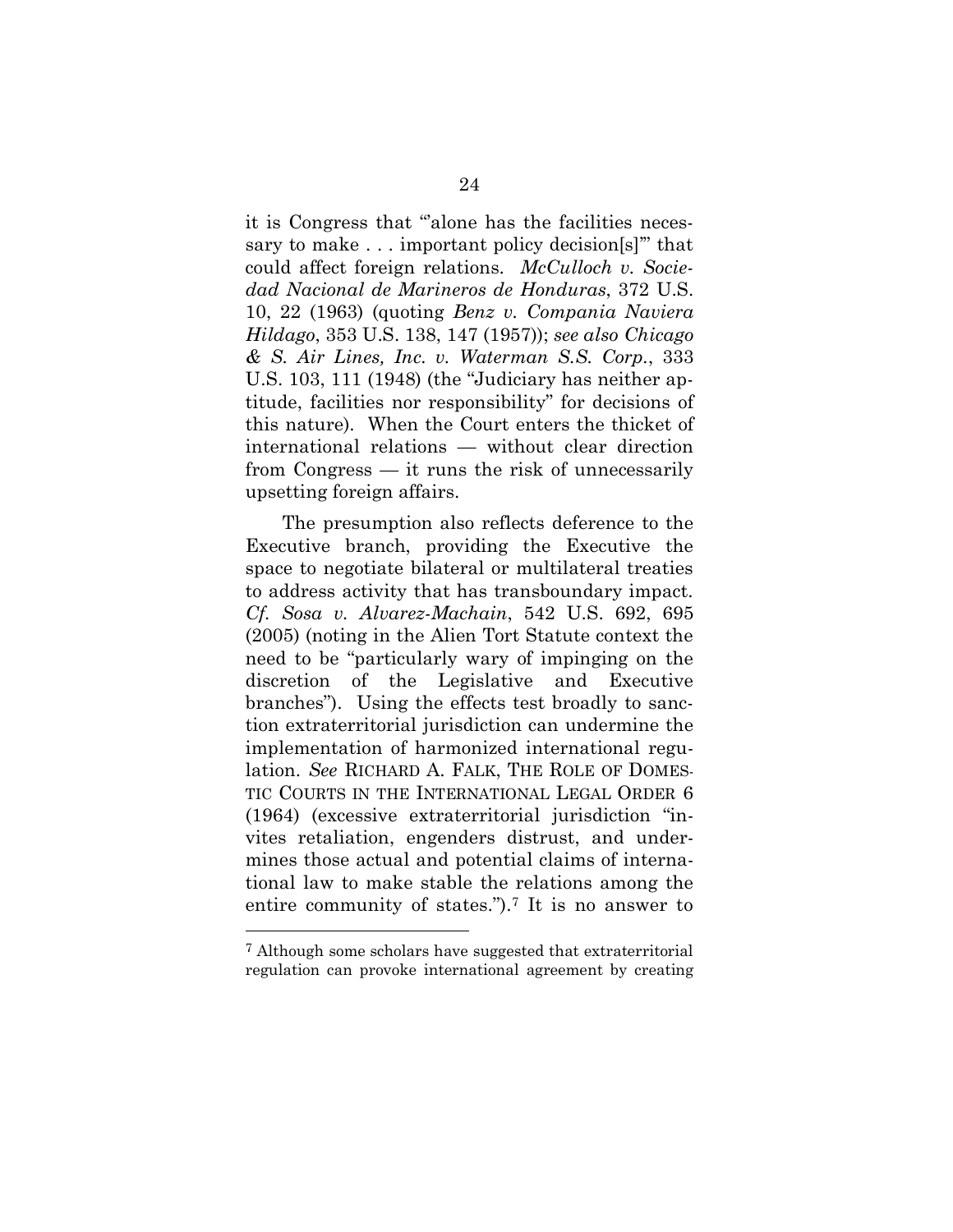it is Congress that "'alone has the facilities necessary to make . . . important policy decision[s]'" that could affect foreign relations. *McCulloch v. Sociedad Nacional de Marineros de Honduras*, 372 U.S. 10, 22 (1963) (quoting *Benz v. Compania Naviera Hildago*, 353 U.S. 138, 147 (1957)); *see also Chicago & S. Air Lines, Inc. v. Waterman S.S. Corp.*, 333 U.S. 103, 111 (1948) (the "Judiciary has neither aptitude, facilities nor responsibility" for decisions of this nature). When the Court enters the thicket of international relations — without clear direction from Congress — it runs the risk of unnecessarily upsetting foreign affairs.

The presumption also reflects deference to the Executive branch, providing the Executive the space to negotiate bilateral or multilateral treaties to address activity that has transboundary impact. *Cf. Sosa v. Alvarez-Machain*, 542 U.S. 692, 695 (2005) (noting in the Alien Tort Statute context the need to be "particularly wary of impinging on the discretion of the Legislative and Executive branches"). Using the effects test broadly to sanction extraterritorial jurisdiction can undermine the implementation of harmonized international regulation. *See* RICHARD A. FALK, THE ROLE OF DOMESTIC COURTS IN THE INTERNATIONAL LEGAL ORDER 6 (1964) (excessive extraterritorial jurisdiction "invites retaliation, engenders distrust, and undermines those actual and potential claims of international law to make stable the relations among the entire community of states.").[7] It is no answer to

---

[7] Although some scholars have suggested that extraterritorial regulation can provoke international agreement by creating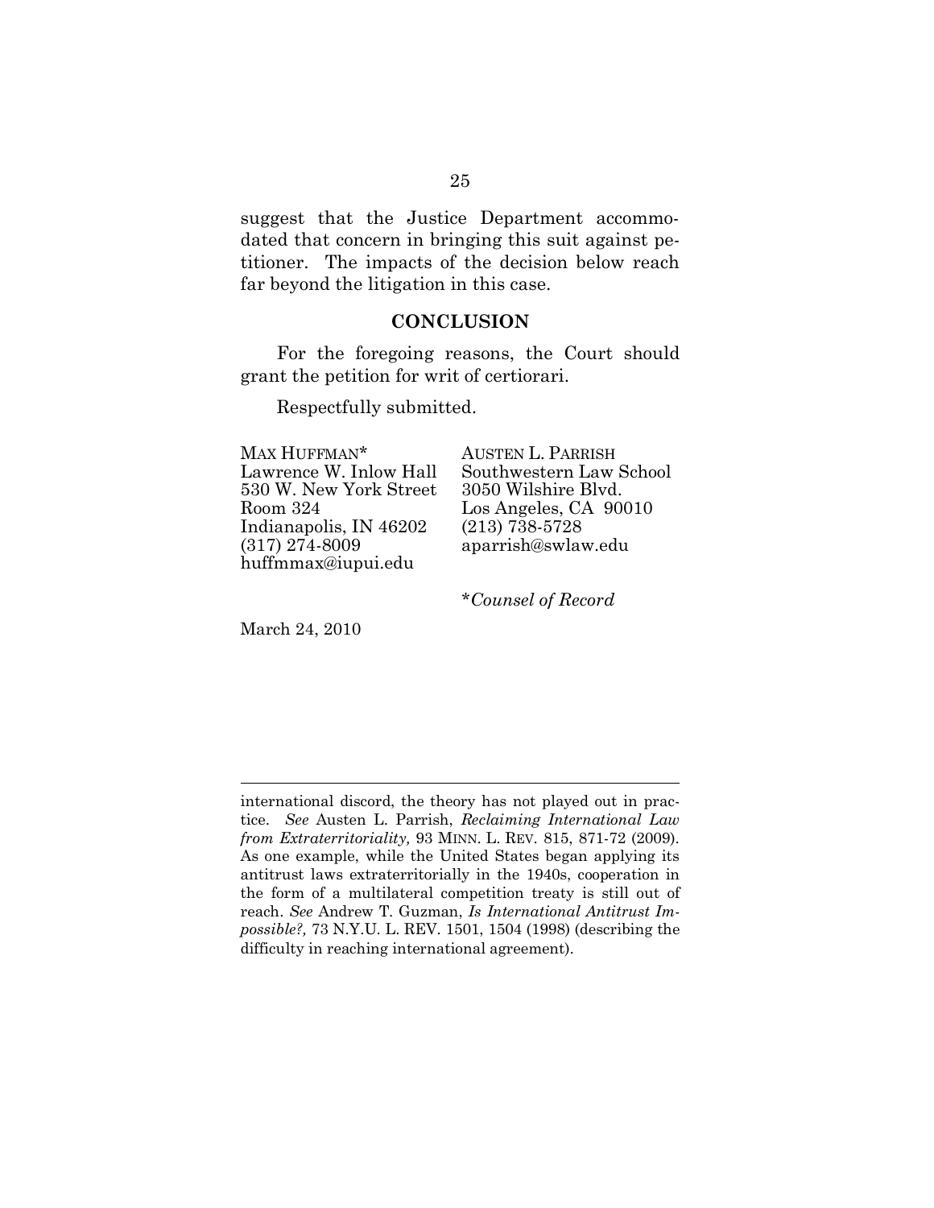suggest that the Justice Department accommodated that concern in bringing this suit against petitioner. The impacts of the decision below reach far beyond the litigation in this case.

## CONCLUSION

For the foregoing reasons, the Court should grant the petition for writ of certiorari.

Respectfully submitted.

MAX HUFFMAN*
Lawrence W. Inlow Hall
530 W. New York Street
Room 324
Indianapolis, IN 46202
(317) 274-8009
huffmmax@iupui.edu

AUSTEN L. PARRISH
Southwestern Law School
3050 Wilshire Blvd.
Los Angeles, CA 90010
(213) 738-5728
aparrish@swlaw.edu

**Counsel of Record*

March 24, 2010

---

international discord, the theory has not played out in practice. *See* Austen L. Parrish, *Reclaiming International Law from Extraterritoriality,* 93 MINN. L. REV. 815, 871-72 (2009). As one example, while the United States began applying its antitrust laws extraterritorially in the 1940s, cooperation in the form of a multilateral competition treaty is still out of reach. *See* Andrew T. Guzman, *Is International Antitrust Impossible?,* 73 N.Y.U. L. REV. 1501, 1504 (1998) (describing the difficulty in reaching international agreement).